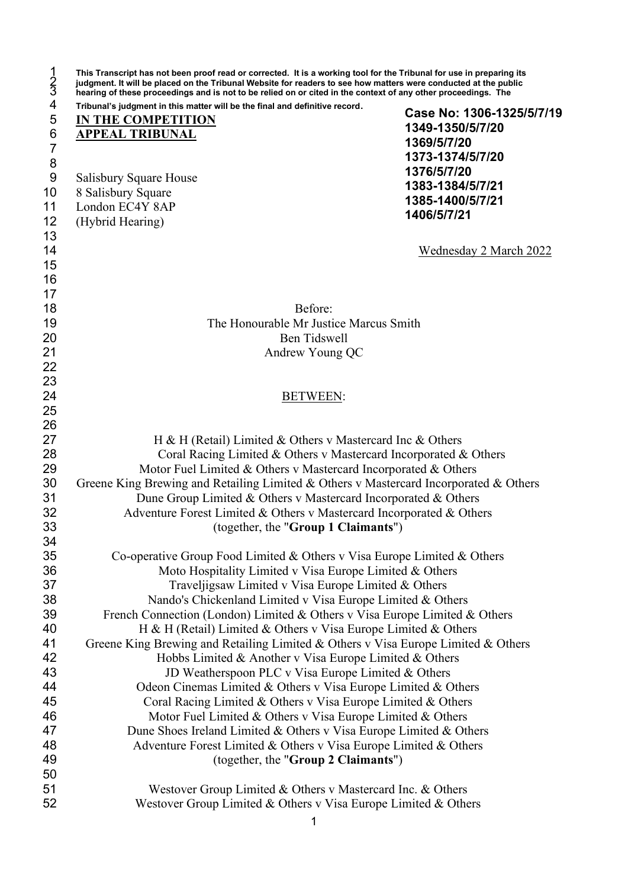This Transcript has not been proof read or corrected. It is a working tool for the Tribunal for use in preparing its judgment. It will be placed on the Tribunal Website for readers to see how matters were conducted at the public hearing of these proceedings and is not to be relied on or cited in the context of any other proceedings. The Tribunal's judgment in this matter will be the final and definitive record.

**IN THE COMPETITION APPEAL TRIBUNAL**

**Case No: 1306-1325/5/7/19**
**1349-1350/5/7/20**
**1369/5/7/20**
**1373-1374/5/7/20**
**1376/5/7/20**
**1383-1384/5/7/21**
**1385-1400/5/7/21**
**1406/5/7/21**

Salisbury Square House
8 Salisbury Square
London EC4Y 8AP
(Hybrid Hearing)

Wednesday 2 March 2022

Before:

The Honourable Mr Justice Marcus Smith
Ben Tidswell
Andrew Young QC

BETWEEN:

H & H (Retail) Limited & Others v Mastercard Inc & Others
Coral Racing Limited & Others v Mastercard Incorporated & Others
Motor Fuel Limited & Others v Mastercard Incorporated & Others
Greene King Brewing and Retailing Limited & Others v Mastercard Incorporated & Others
Dune Group Limited & Others v Mastercard Incorporated & Others
Adventure Forest Limited & Others v Mastercard Incorporated & Others
(together, the "**Group 1 Claimants**")

Co-operative Group Food Limited & Others v Visa Europe Limited & Others
Moto Hospitality Limited v Visa Europe Limited & Others
Traveljigsaw Limited v Visa Europe Limited & Others
Nando's Chickenland Limited v Visa Europe Limited & Others
French Connection (London) Limited & Others v Visa Europe Limited & Others
H & H (Retail) Limited & Others v Visa Europe Limited & Others
Greene King Brewing and Retailing Limited & Others v Visa Europe Limited & Others
Hobbs Limited & Another v Visa Europe Limited & Others
JD Weatherspoon PLC v Visa Europe Limited & Others
Odeon Cinemas Limited & Others v Visa Europe Limited & Others
Coral Racing Limited & Others v Visa Europe Limited & Others
Motor Fuel Limited & Others v Visa Europe Limited & Others
Dune Shoes Ireland Limited & Others v Visa Europe Limited & Others
Adventure Forest Limited & Others v Visa Europe Limited & Others
(together, the "**Group 2 Claimants**")

Westover Group Limited & Others v Mastercard Inc. & Others
Westover Group Limited & Others v Visa Europe Limited & Others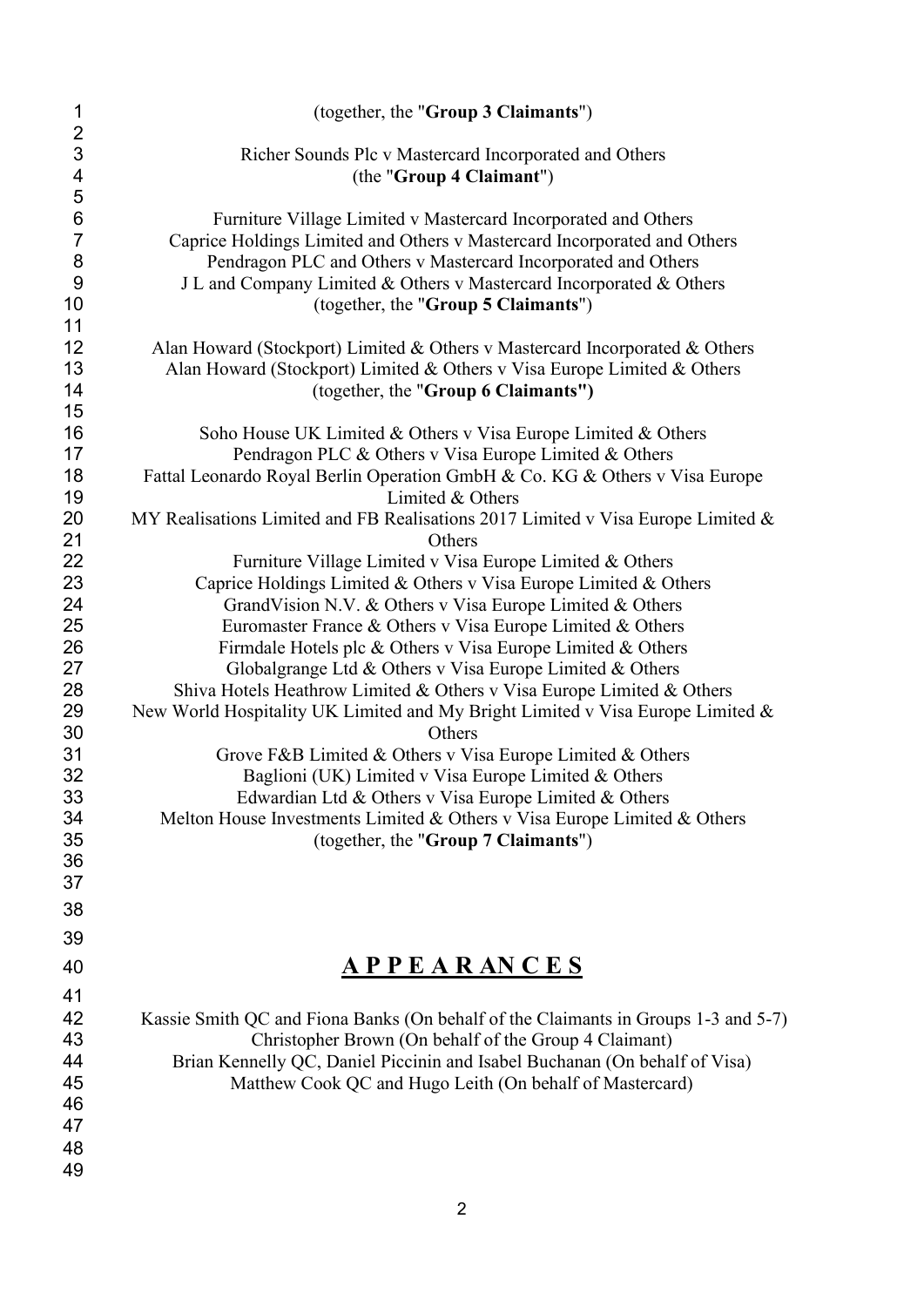(together, the "**Group 3 Claimants**")

Richer Sounds Plc v Mastercard Incorporated and Others
(the "**Group 4 Claimant**")

Furniture Village Limited v Mastercard Incorporated and Others
Caprice Holdings Limited and Others v Mastercard Incorporated and Others
Pendragon PLC and Others v Mastercard Incorporated and Others
J L and Company Limited & Others v Mastercard Incorporated & Others
(together, the "**Group 5 Claimants**")

Alan Howard (Stockport) Limited & Others v Mastercard Incorporated & Others
Alan Howard (Stockport) Limited & Others v Visa Europe Limited & Others
(together, the "**Group 6 Claimants")**

Soho House UK Limited & Others v Visa Europe Limited & Others
Pendragon PLC & Others v Visa Europe Limited & Others
Fattal Leonardo Royal Berlin Operation GmbH & Co. KG & Others v Visa Europe Limited & Others
MY Realisations Limited and FB Realisations 2017 Limited v Visa Europe Limited & Others
Furniture Village Limited v Visa Europe Limited & Others
Caprice Holdings Limited & Others v Visa Europe Limited & Others
GrandVision N.V. & Others v Visa Europe Limited & Others
Euromaster France & Others v Visa Europe Limited & Others
Firmdale Hotels plc & Others v Visa Europe Limited & Others
Globalgrange Ltd & Others v Visa Europe Limited & Others
Shiva Hotels Heathrow Limited & Others v Visa Europe Limited & Others
New World Hospitality UK Limited and My Bright Limited v Visa Europe Limited & Others
Grove F&B Limited & Others v Visa Europe Limited & Others
Baglioni (UK) Limited v Visa Europe Limited & Others
Edwardian Ltd & Others v Visa Europe Limited & Others
Melton House Investments Limited & Others v Visa Europe Limited & Others
(together, the "**Group 7 Claimants**")

## A P P E A R AN C E S

Kassie Smith QC and Fiona Banks (On behalf of the Claimants in Groups 1-3 and 5-7)
Christopher Brown (On behalf of the Group 4 Claimant)
Brian Kennelly QC, Daniel Piccinin and Isabel Buchanan (On behalf of Visa)
Matthew Cook QC and Hugo Leith (On behalf of Mastercard)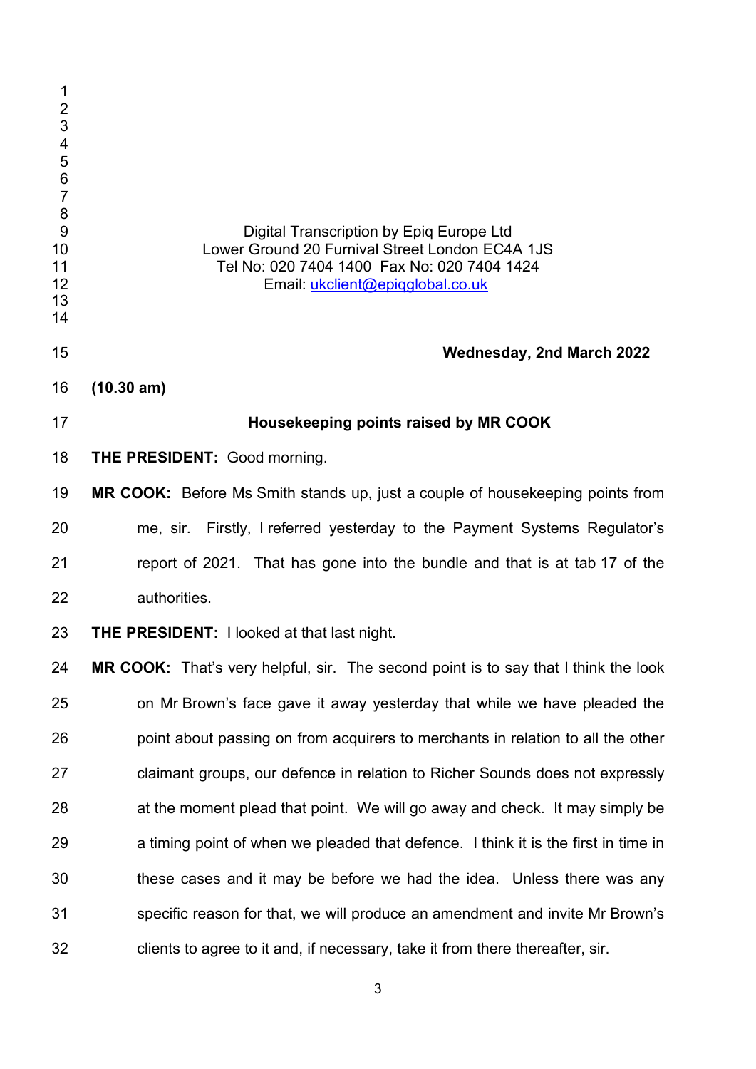Digital Transcription by Epiq Europe Ltd
Lower Ground 20 Furnival Street London EC4A 1JS
Tel No: 020 7404 1400 Fax No: 020 7404 1424
Email: ukclient@epiqglobal.co.uk

**Wednesday, 2nd March 2022**

**(10.30 am)**

**Housekeeping points raised by MR COOK**

**THE PRESIDENT:** Good morning.

**MR COOK:** Before Ms Smith stands up, just a couple of housekeeping points from me, sir. Firstly, I referred yesterday to the Payment Systems Regulator's report of 2021. That has gone into the bundle and that is at tab 17 of the authorities.

**THE PRESIDENT:** I looked at that last night.

**MR COOK:** That's very helpful, sir. The second point is to say that I think the look on Mr Brown's face gave it away yesterday that while we have pleaded the point about passing on from acquirers to merchants in relation to all the other claimant groups, our defence in relation to Richer Sounds does not expressly at the moment plead that point. We will go away and check. It may simply be a timing point of when we pleaded that defence. I think it is the first in time in these cases and it may be before we had the idea. Unless there was any specific reason for that, we will produce an amendment and invite Mr Brown's clients to agree to it and, if necessary, take it from there thereafter, sir.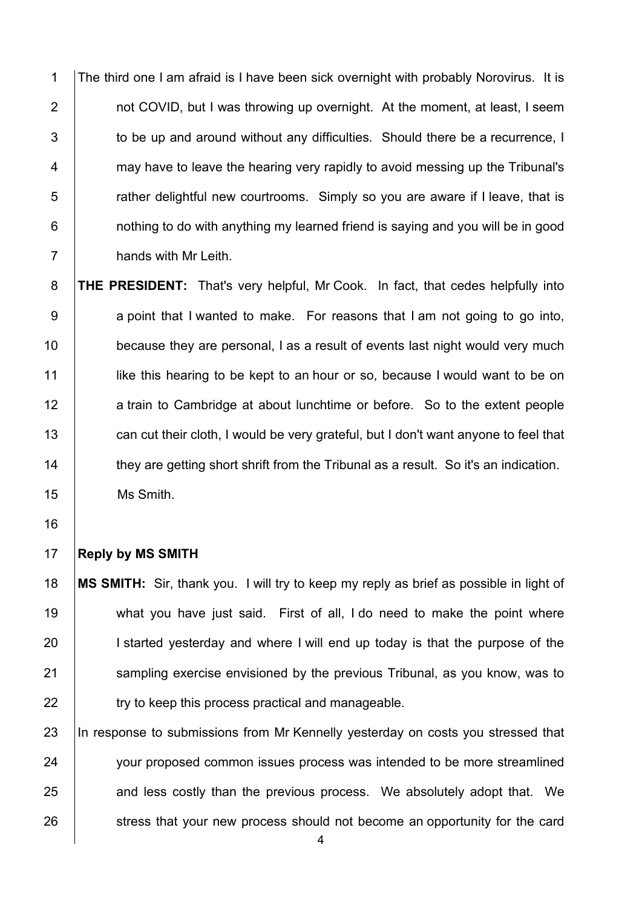The third one I am afraid is I have been sick overnight with probably Norovirus. It is not COVID, but I was throwing up overnight. At the moment, at least, I seem to be up and around without any difficulties. Should there be a recurrence, I may have to leave the hearing very rapidly to avoid messing up the Tribunal's rather delightful new courtrooms. Simply so you are aware if I leave, that is nothing to do with anything my learned friend is saying and you will be in good hands with Mr Leith.

**THE PRESIDENT:** That's very helpful, Mr Cook. In fact, that cedes helpfully into a point that I wanted to make. For reasons that I am not going to go into, because they are personal, I as a result of events last night would very much like this hearing to be kept to an hour or so, because I would want to be on a train to Cambridge at about lunchtime or before. So to the extent people can cut their cloth, I would be very grateful, but I don't want anyone to feel that they are getting short shrift from the Tribunal as a result. So it's an indication. Ms Smith.

**Reply by MS SMITH**

**MS SMITH:** Sir, thank you. I will try to keep my reply as brief as possible in light of what you have just said. First of all, I do need to make the point where I started yesterday and where I will end up today is that the purpose of the sampling exercise envisioned by the previous Tribunal, as you know, was to try to keep this process practical and manageable.

In response to submissions from Mr Kennelly yesterday on costs you stressed that your proposed common issues process was intended to be more streamlined and less costly than the previous process. We absolutely adopt that. We stress that your new process should not become an opportunity for the card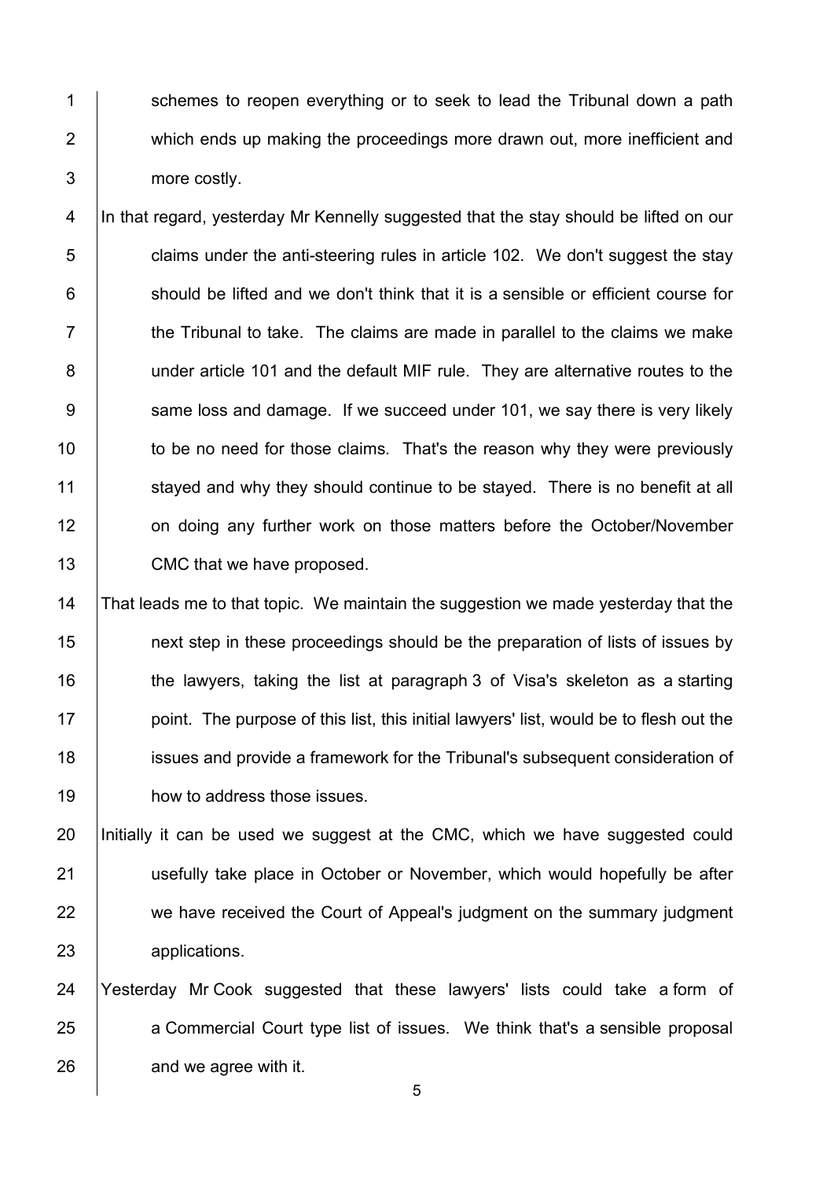schemes to reopen everything or to seek to lead the Tribunal down a path which ends up making the proceedings more drawn out, more inefficient and more costly.

In that regard, yesterday Mr Kennelly suggested that the stay should be lifted on our claims under the anti-steering rules in article 102. We don't suggest the stay should be lifted and we don't think that it is a sensible or efficient course for the Tribunal to take. The claims are made in parallel to the claims we make under article 101 and the default MIF rule. They are alternative routes to the same loss and damage. If we succeed under 101, we say there is very likely to be no need for those claims. That's the reason why they were previously stayed and why they should continue to be stayed. There is no benefit at all on doing any further work on those matters before the October/November CMC that we have proposed.

That leads me to that topic. We maintain the suggestion we made yesterday that the next step in these proceedings should be the preparation of lists of issues by the lawyers, taking the list at paragraph 3 of Visa's skeleton as a starting point. The purpose of this list, this initial lawyers' list, would be to flesh out the issues and provide a framework for the Tribunal's subsequent consideration of how to address those issues.

Initially it can be used we suggest at the CMC, which we have suggested could usefully take place in October or November, which would hopefully be after we have received the Court of Appeal's judgment on the summary judgment applications.

Yesterday Mr Cook suggested that these lawyers' lists could take a form of a Commercial Court type list of issues. We think that's a sensible proposal and we agree with it.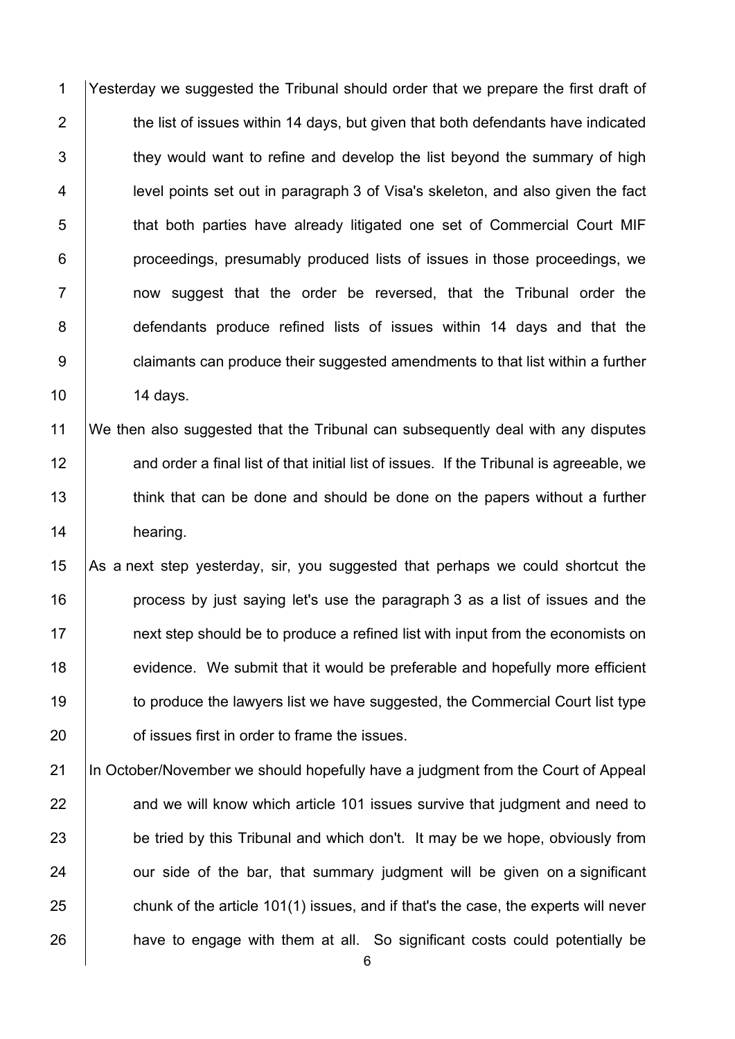Yesterday we suggested the Tribunal should order that we prepare the first draft of the list of issues within 14 days, but given that both defendants have indicated they would want to refine and develop the list beyond the summary of high level points set out in paragraph 3 of Visa's skeleton, and also given the fact that both parties have already litigated one set of Commercial Court MIF proceedings, presumably produced lists of issues in those proceedings, we now suggest that the order be reversed, that the Tribunal order the defendants produce refined lists of issues within 14 days and that the claimants can produce their suggested amendments to that list within a further 14 days.

We then also suggested that the Tribunal can subsequently deal with any disputes and order a final list of that initial list of issues. If the Tribunal is agreeable, we think that can be done and should be done on the papers without a further hearing.

As a next step yesterday, sir, you suggested that perhaps we could shortcut the process by just saying let's use the paragraph 3 as a list of issues and the next step should be to produce a refined list with input from the economists on evidence. We submit that it would be preferable and hopefully more efficient to produce the lawyers list we have suggested, the Commercial Court list type of issues first in order to frame the issues.

In October/November we should hopefully have a judgment from the Court of Appeal and we will know which article 101 issues survive that judgment and need to be tried by this Tribunal and which don't. It may be we hope, obviously from our side of the bar, that summary judgment will be given on a significant chunk of the article 101(1) issues, and if that's the case, the experts will never have to engage with them at all. So significant costs could potentially be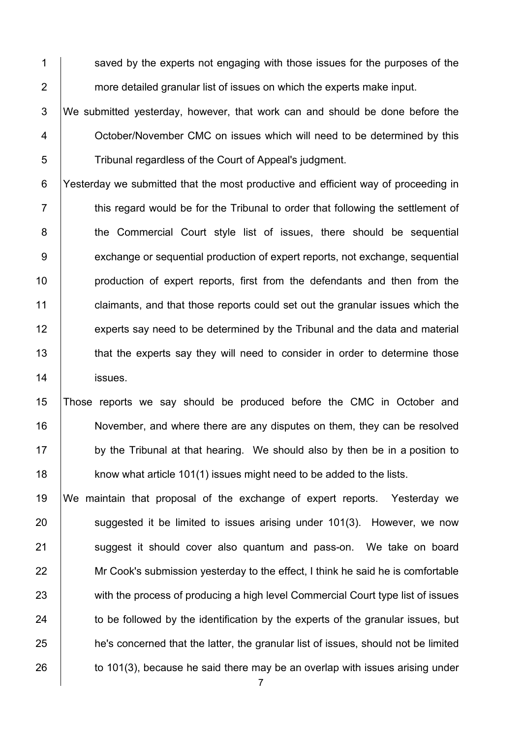saved by the experts not engaging with those issues for the purposes of the more detailed granular list of issues on which the experts make input.

We submitted yesterday, however, that work can and should be done before the October/November CMC on issues which will need to be determined by this Tribunal regardless of the Court of Appeal's judgment.

Yesterday we submitted that the most productive and efficient way of proceeding in this regard would be for the Tribunal to order that following the settlement of the Commercial Court style list of issues, there should be sequential exchange or sequential production of expert reports, not exchange, sequential production of expert reports, first from the defendants and then from the claimants, and that those reports could set out the granular issues which the experts say need to be determined by the Tribunal and the data and material that the experts say they will need to consider in order to determine those issues.

Those reports we say should be produced before the CMC in October and November, and where there are any disputes on them, they can be resolved by the Tribunal at that hearing. We should also by then be in a position to know what article 101(1) issues might need to be added to the lists.

We maintain that proposal of the exchange of expert reports. Yesterday we suggested it be limited to issues arising under 101(3). However, we now suggest it should cover also quantum and pass-on. We take on board Mr Cook's submission yesterday to the effect, I think he said he is comfortable with the process of producing a high level Commercial Court type list of issues to be followed by the identification by the experts of the granular issues, but he's concerned that the latter, the granular list of issues, should not be limited to 101(3), because he said there may be an overlap with issues arising under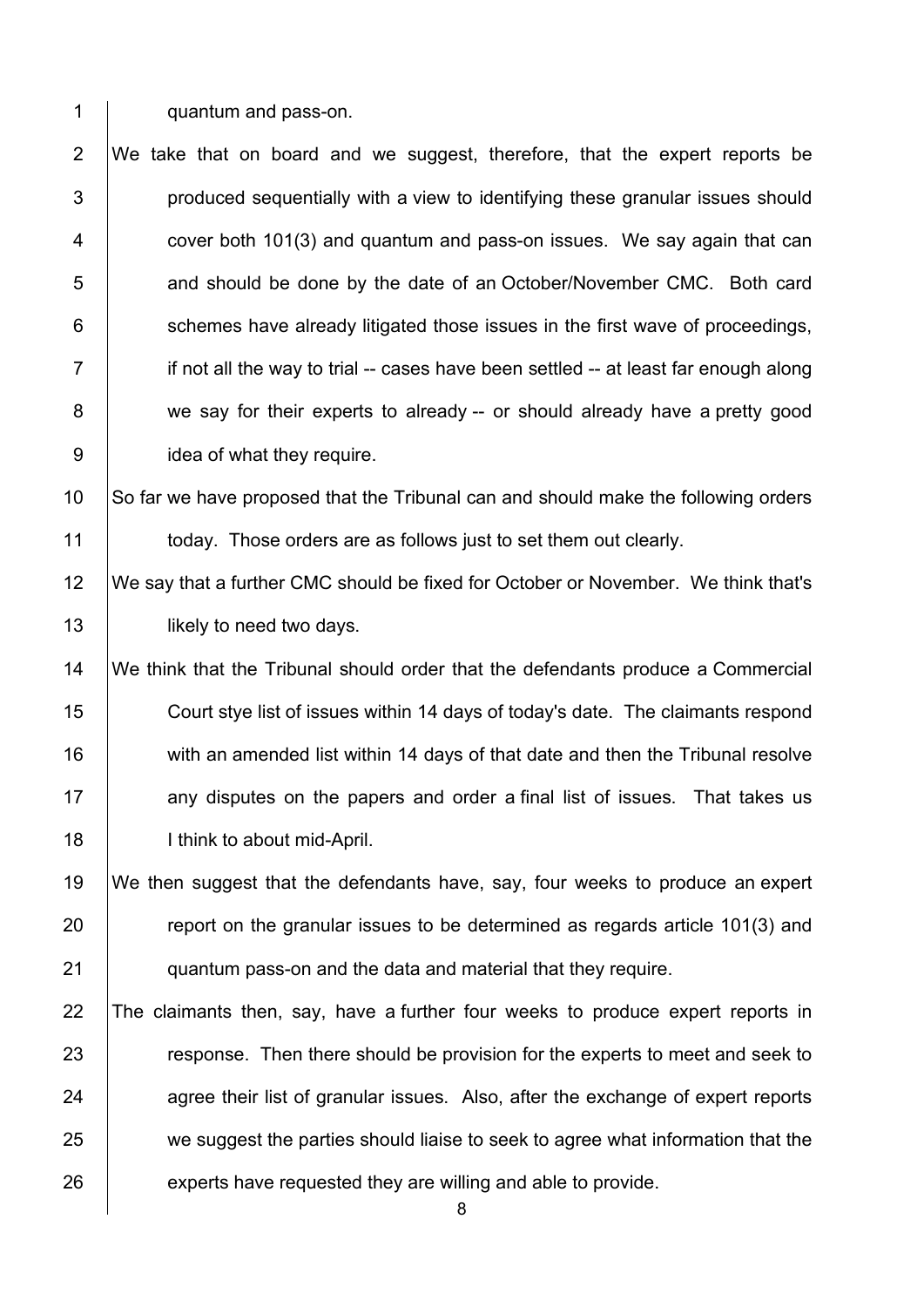quantum and pass-on.

We take that on board and we suggest, therefore, that the expert reports be produced sequentially with a view to identifying these granular issues should cover both 101(3) and quantum and pass-on issues. We say again that can and should be done by the date of an October/November CMC. Both card schemes have already litigated those issues in the first wave of proceedings, if not all the way to trial -- cases have been settled -- at least far enough along we say for their experts to already -- or should already have a pretty good idea of what they require.

So far we have proposed that the Tribunal can and should make the following orders today. Those orders are as follows just to set them out clearly.

We say that a further CMC should be fixed for October or November. We think that's likely to need two days.

We think that the Tribunal should order that the defendants produce a Commercial Court stye list of issues within 14 days of today's date. The claimants respond with an amended list within 14 days of that date and then the Tribunal resolve any disputes on the papers and order a final list of issues. That takes us I think to about mid-April.

We then suggest that the defendants have, say, four weeks to produce an expert report on the granular issues to be determined as regards article 101(3) and quantum pass-on and the data and material that they require.

The claimants then, say, have a further four weeks to produce expert reports in response. Then there should be provision for the experts to meet and seek to agree their list of granular issues. Also, after the exchange of expert reports we suggest the parties should liaise to seek to agree what information that the experts have requested they are willing and able to provide.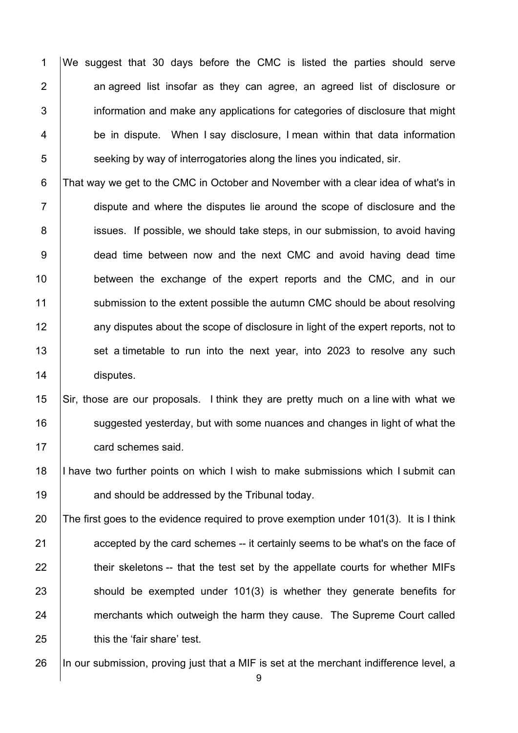We suggest that 30 days before the CMC is listed the parties should serve an agreed list insofar as they can agree, an agreed list of disclosure or information and make any applications for categories of disclosure that might be in dispute. When I say disclosure, I mean within that data information seeking by way of interrogatories along the lines you indicated, sir.

That way we get to the CMC in October and November with a clear idea of what's in dispute and where the disputes lie around the scope of disclosure and the issues. If possible, we should take steps, in our submission, to avoid having dead time between now and the next CMC and avoid having dead time between the exchange of the expert reports and the CMC, and in our submission to the extent possible the autumn CMC should be about resolving any disputes about the scope of disclosure in light of the expert reports, not to set a timetable to run into the next year, into 2023 to resolve any such disputes.

Sir, those are our proposals. I think they are pretty much on a line with what we suggested yesterday, but with some nuances and changes in light of what the card schemes said.

I have two further points on which I wish to make submissions which I submit can and should be addressed by the Tribunal today.

The first goes to the evidence required to prove exemption under 101(3). It is I think accepted by the card schemes -- it certainly seems to be what's on the face of their skeletons -- that the test set by the appellate courts for whether MIFs should be exempted under 101(3) is whether they generate benefits for merchants which outweigh the harm they cause. The Supreme Court called this the 'fair share' test.

In our submission, proving just that a MIF is set at the merchant indifference level, a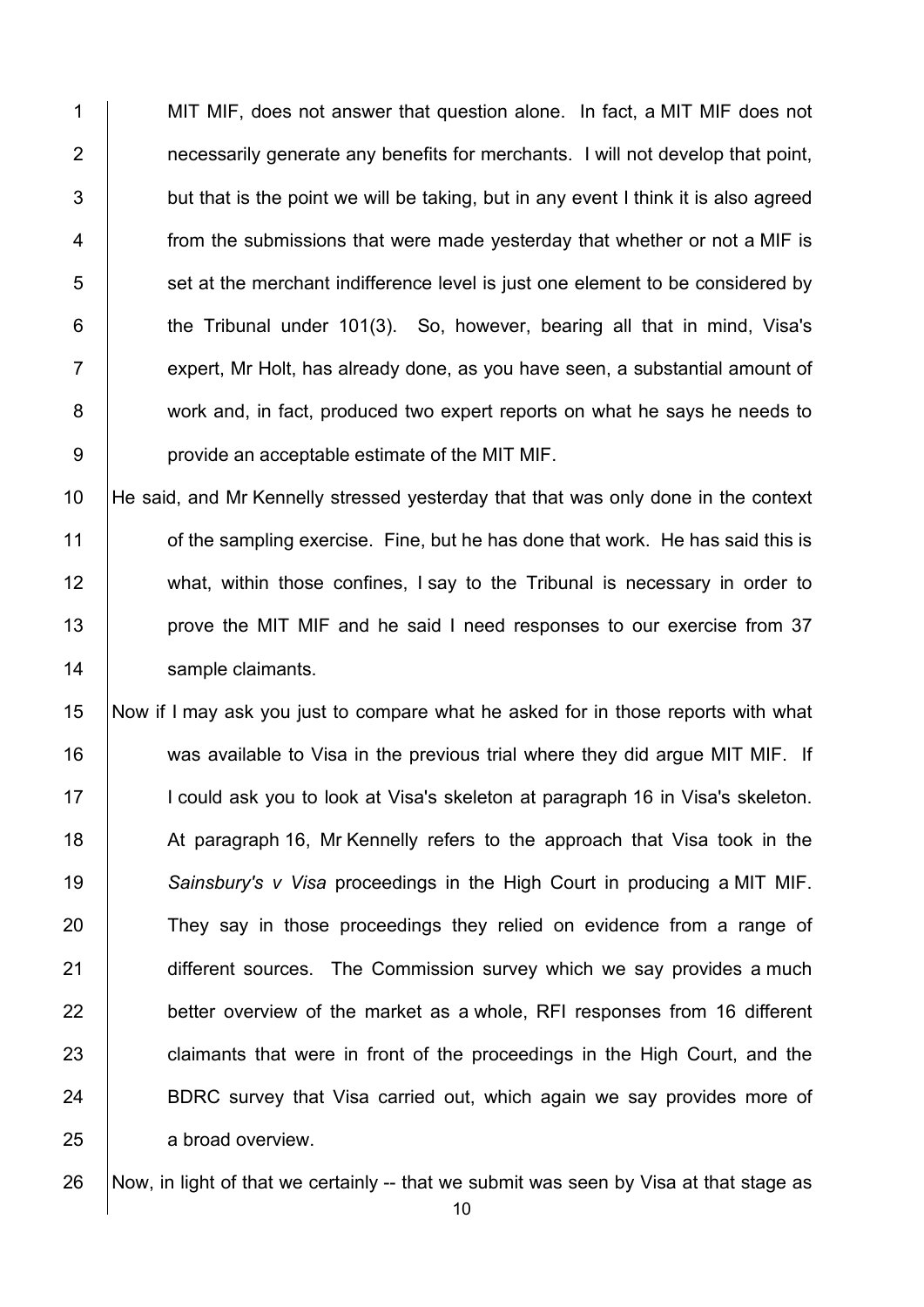MIT MIF, does not answer that question alone. In fact, a MIT MIF does not necessarily generate any benefits for merchants. I will not develop that point, but that is the point we will be taking, but in any event I think it is also agreed from the submissions that were made yesterday that whether or not a MIF is set at the merchant indifference level is just one element to be considered by the Tribunal under 101(3). So, however, bearing all that in mind, Visa's expert, Mr Holt, has already done, as you have seen, a substantial amount of work and, in fact, produced two expert reports on what he says he needs to provide an acceptable estimate of the MIT MIF.

He said, and Mr Kennelly stressed yesterday that that was only done in the context of the sampling exercise. Fine, but he has done that work. He has said this is what, within those confines, I say to the Tribunal is necessary in order to prove the MIT MIF and he said I need responses to our exercise from 37 sample claimants.

Now if I may ask you just to compare what he asked for in those reports with what was available to Visa in the previous trial where they did argue MIT MIF. If I could ask you to look at Visa's skeleton at paragraph 16 in Visa's skeleton. At paragraph 16, Mr Kennelly refers to the approach that Visa took in the *Sainsbury's v Visa* proceedings in the High Court in producing a MIT MIF. They say in those proceedings they relied on evidence from a range of different sources. The Commission survey which we say provides a much better overview of the market as a whole, RFI responses from 16 different claimants that were in front of the proceedings in the High Court, and the BDRC survey that Visa carried out, which again we say provides more of a broad overview.

Now, in light of that we certainly -- that we submit was seen by Visa at that stage as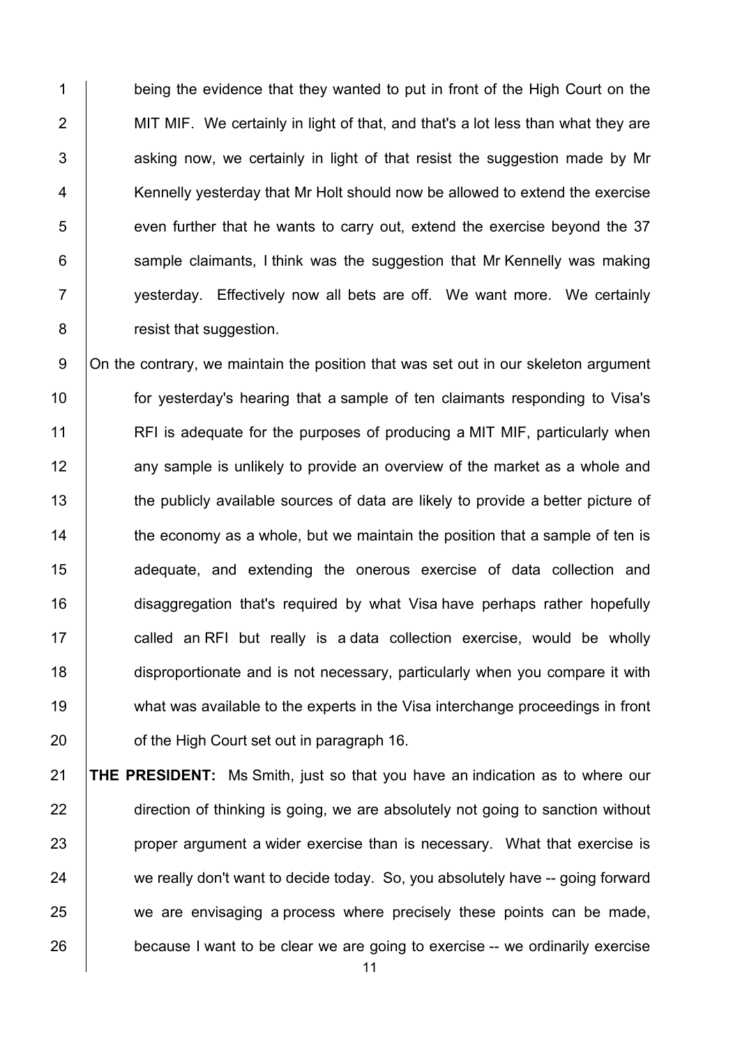being the evidence that they wanted to put in front of the High Court on the MIT MIF. We certainly in light of that, and that's a lot less than what they are asking now, we certainly in light of that resist the suggestion made by Mr Kennelly yesterday that Mr Holt should now be allowed to extend the exercise even further that he wants to carry out, extend the exercise beyond the 37 sample claimants, I think was the suggestion that Mr Kennelly was making yesterday. Effectively now all bets are off. We want more. We certainly resist that suggestion.

On the contrary, we maintain the position that was set out in our skeleton argument for yesterday's hearing that a sample of ten claimants responding to Visa's RFI is adequate for the purposes of producing a MIT MIF, particularly when any sample is unlikely to provide an overview of the market as a whole and the publicly available sources of data are likely to provide a better picture of the economy as a whole, but we maintain the position that a sample of ten is adequate, and extending the onerous exercise of data collection and disaggregation that's required by what Visa have perhaps rather hopefully called an RFI but really is a data collection exercise, would be wholly disproportionate and is not necessary, particularly when you compare it with what was available to the experts in the Visa interchange proceedings in front of the High Court set out in paragraph 16.

**THE PRESIDENT:** Ms Smith, just so that you have an indication as to where our direction of thinking is going, we are absolutely not going to sanction without proper argument a wider exercise than is necessary. What that exercise is we really don't want to decide today. So, you absolutely have -- going forward we are envisaging a process where precisely these points can be made, because I want to be clear we are going to exercise -- we ordinarily exercise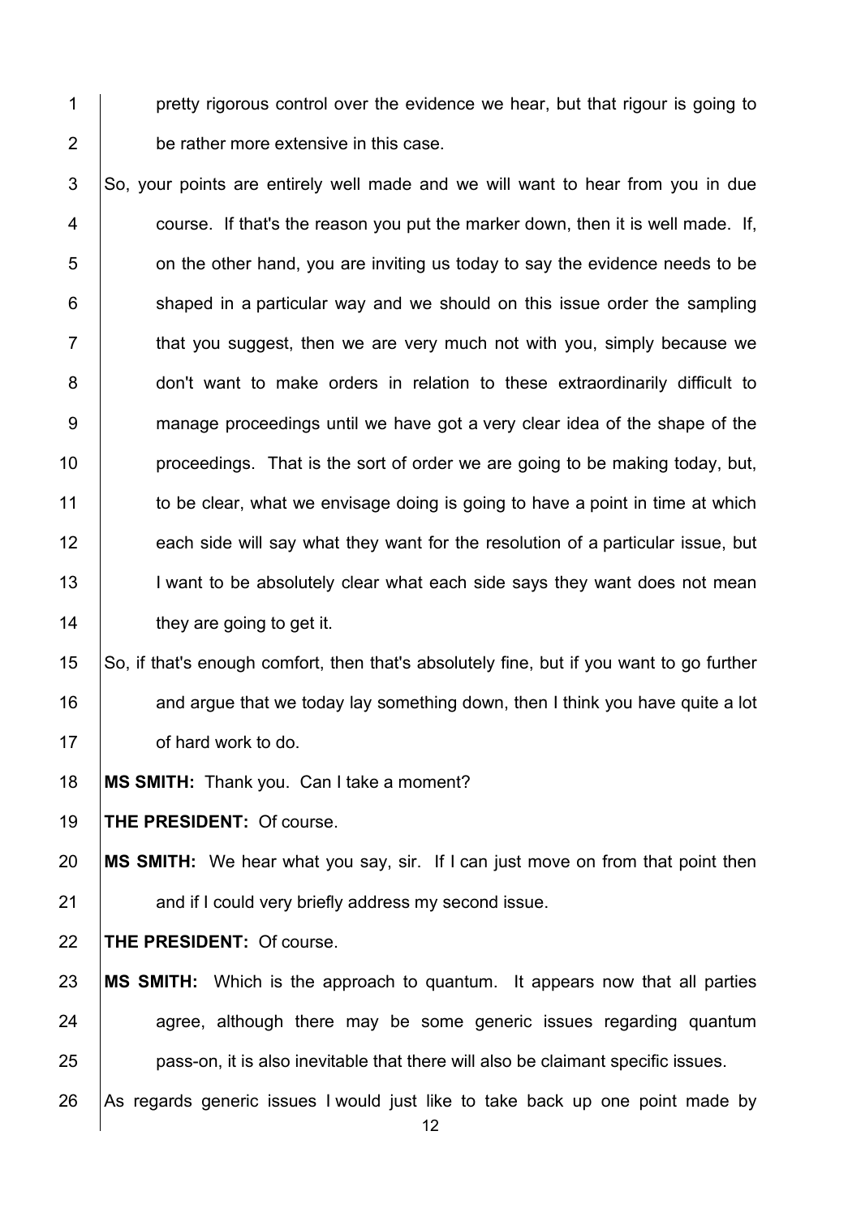pretty rigorous control over the evidence we hear, but that rigour is going to be rather more extensive in this case.

So, your points are entirely well made and we will want to hear from you in due course. If that's the reason you put the marker down, then it is well made. If, on the other hand, you are inviting us today to say the evidence needs to be shaped in a particular way and we should on this issue order the sampling that you suggest, then we are very much not with you, simply because we don't want to make orders in relation to these extraordinarily difficult to manage proceedings until we have got a very clear idea of the shape of the proceedings. That is the sort of order we are going to be making today, but, to be clear, what we envisage doing is going to have a point in time at which each side will say what they want for the resolution of a particular issue, but I want to be absolutely clear what each side says they want does not mean they are going to get it.

So, if that's enough comfort, then that's absolutely fine, but if you want to go further and argue that we today lay something down, then I think you have quite a lot of hard work to do.

**MS SMITH:** Thank you. Can I take a moment?

**THE PRESIDENT:** Of course.

**MS SMITH:** We hear what you say, sir. If I can just move on from that point then and if I could very briefly address my second issue.

**THE PRESIDENT:** Of course.

**MS SMITH:** Which is the approach to quantum. It appears now that all parties agree, although there may be some generic issues regarding quantum pass-on, it is also inevitable that there will also be claimant specific issues.

As regards generic issues I would just like to take back up one point made by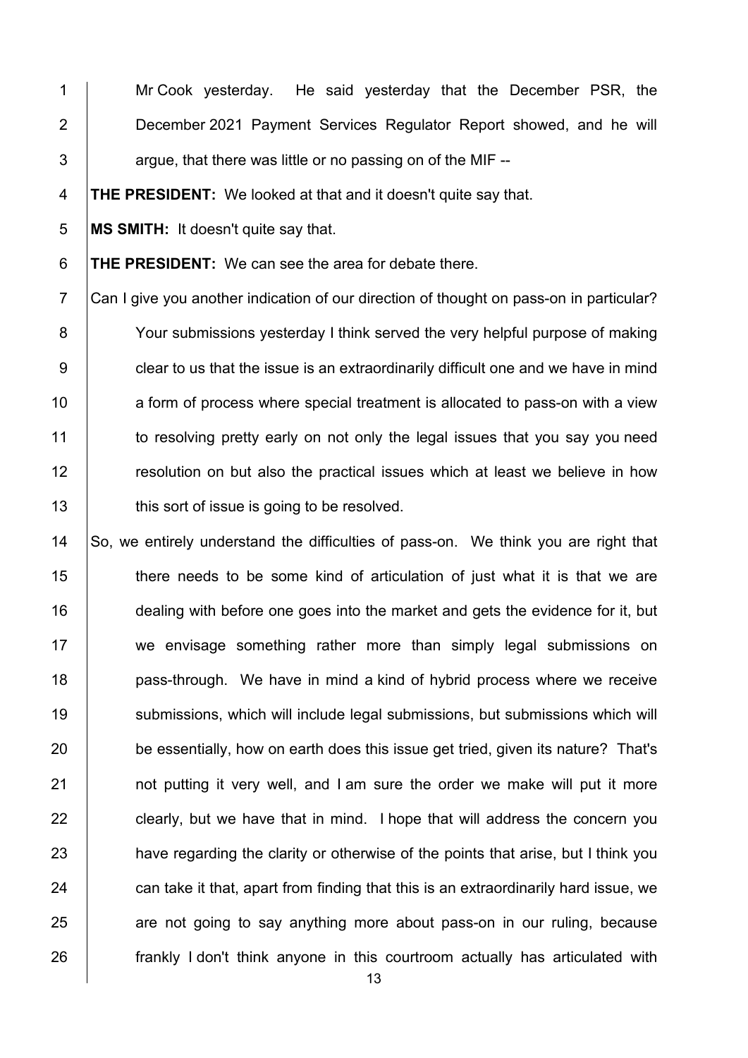Mr Cook yesterday. He said yesterday that the December PSR, the December 2021 Payment Services Regulator Report showed, and he will argue, that there was little or no passing on of the MIF --

**THE PRESIDENT:** We looked at that and it doesn't quite say that.

**MS SMITH:** It doesn't quite say that.

**THE PRESIDENT:** We can see the area for debate there.

Can I give you another indication of our direction of thought on pass-on in particular? Your submissions yesterday I think served the very helpful purpose of making clear to us that the issue is an extraordinarily difficult one and we have in mind a form of process where special treatment is allocated to pass-on with a view to resolving pretty early on not only the legal issues that you say you need resolution on but also the practical issues which at least we believe in how this sort of issue is going to be resolved.

So, we entirely understand the difficulties of pass-on. We think you are right that there needs to be some kind of articulation of just what it is that we are dealing with before one goes into the market and gets the evidence for it, but we envisage something rather more than simply legal submissions on pass-through. We have in mind a kind of hybrid process where we receive submissions, which will include legal submissions, but submissions which will be essentially, how on earth does this issue get tried, given its nature? That's not putting it very well, and I am sure the order we make will put it more clearly, but we have that in mind. I hope that will address the concern you have regarding the clarity or otherwise of the points that arise, but I think you can take it that, apart from finding that this is an extraordinarily hard issue, we are not going to say anything more about pass-on in our ruling, because frankly I don't think anyone in this courtroom actually has articulated with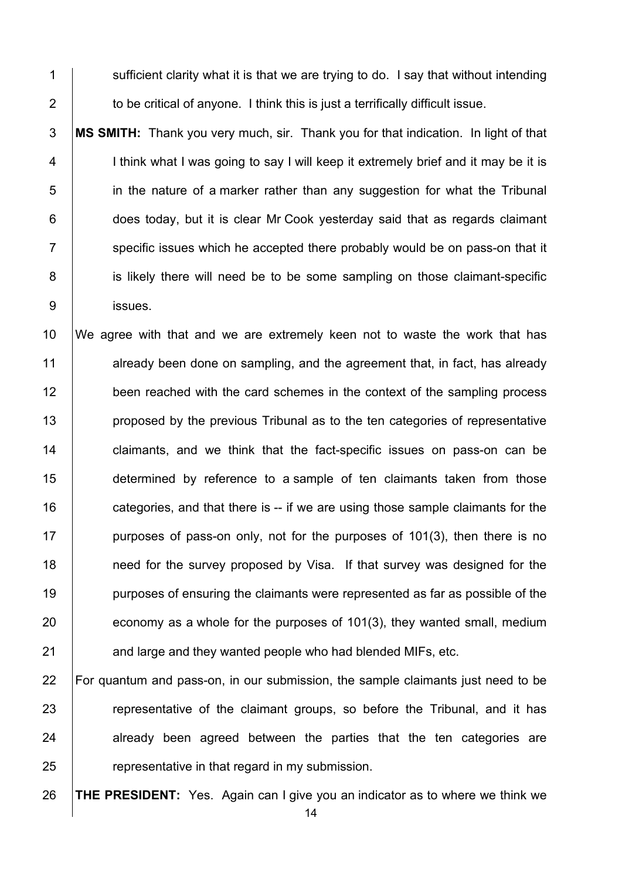sufficient clarity what it is that we are trying to do. I say that without intending to be critical of anyone. I think this is just a terrifically difficult issue.

**MS SMITH:** Thank you very much, sir. Thank you for that indication. In light of that I think what I was going to say I will keep it extremely brief and it may be it is in the nature of a marker rather than any suggestion for what the Tribunal does today, but it is clear Mr Cook yesterday said that as regards claimant specific issues which he accepted there probably would be on pass-on that it is likely there will need be to be some sampling on those claimant-specific issues.

We agree with that and we are extremely keen not to waste the work that has already been done on sampling, and the agreement that, in fact, has already been reached with the card schemes in the context of the sampling process proposed by the previous Tribunal as to the ten categories of representative claimants, and we think that the fact-specific issues on pass-on can be determined by reference to a sample of ten claimants taken from those categories, and that there is -- if we are using those sample claimants for the purposes of pass-on only, not for the purposes of 101(3), then there is no need for the survey proposed by Visa. If that survey was designed for the purposes of ensuring the claimants were represented as far as possible of the economy as a whole for the purposes of 101(3), they wanted small, medium and large and they wanted people who had blended MIFs, etc.

For quantum and pass-on, in our submission, the sample claimants just need to be representative of the claimant groups, so before the Tribunal, and it has already been agreed between the parties that the ten categories are representative in that regard in my submission.

**THE PRESIDENT:** Yes. Again can I give you an indicator as to where we think we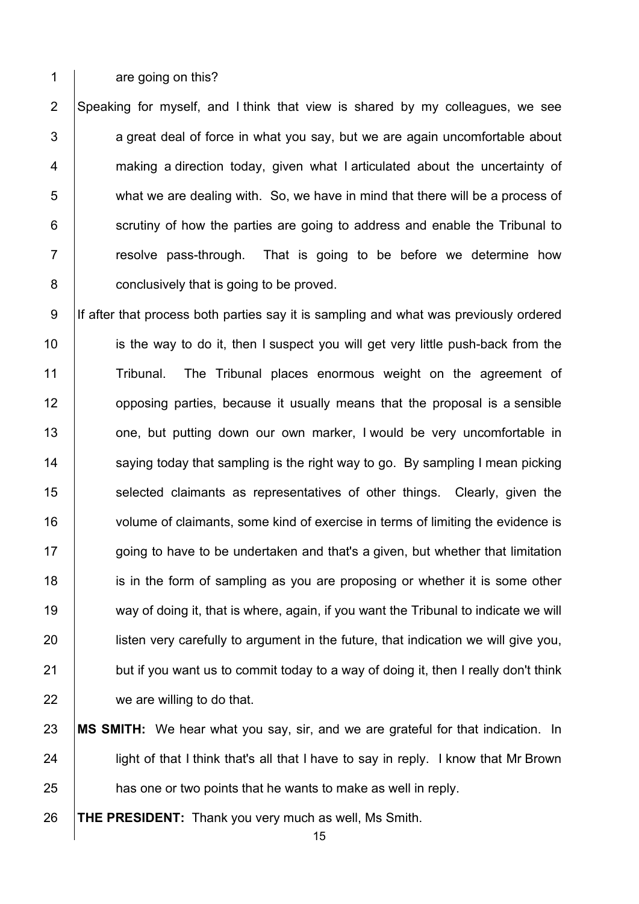are going on this?

Speaking for myself, and I think that view is shared by my colleagues, we see a great deal of force in what you say, but we are again uncomfortable about making a direction today, given what I articulated about the uncertainty of what we are dealing with. So, we have in mind that there will be a process of scrutiny of how the parties are going to address and enable the Tribunal to resolve pass-through. That is going to be before we determine how conclusively that is going to be proved.

If after that process both parties say it is sampling and what was previously ordered is the way to do it, then I suspect you will get very little push-back from the Tribunal. The Tribunal places enormous weight on the agreement of opposing parties, because it usually means that the proposal is a sensible one, but putting down our own marker, I would be very uncomfortable in saying today that sampling is the right way to go. By sampling I mean picking selected claimants as representatives of other things. Clearly, given the volume of claimants, some kind of exercise in terms of limiting the evidence is going to have to be undertaken and that's a given, but whether that limitation is in the form of sampling as you are proposing or whether it is some other way of doing it, that is where, again, if you want the Tribunal to indicate we will listen very carefully to argument in the future, that indication we will give you, but if you want us to commit today to a way of doing it, then I really don't think we are willing to do that.

**MS SMITH:** We hear what you say, sir, and we are grateful for that indication. In light of that I think that's all that I have to say in reply. I know that Mr Brown has one or two points that he wants to make as well in reply.

**THE PRESIDENT:** Thank you very much as well, Ms Smith.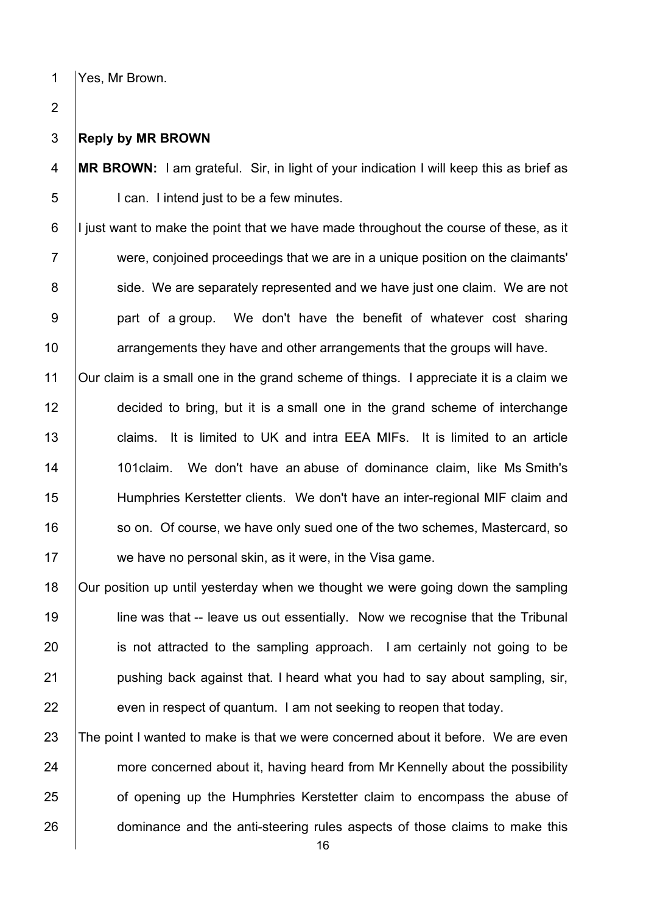Yes, Mr Brown.

**Reply by MR BROWN**

**MR BROWN:** I am grateful. Sir, in light of your indication I will keep this as brief as I can. I intend just to be a few minutes.

I just want to make the point that we have made throughout the course of these, as it were, conjoined proceedings that we are in a unique position on the claimants' side. We are separately represented and we have just one claim. We are not part of a group. We don't have the benefit of whatever cost sharing arrangements they have and other arrangements that the groups will have.

Our claim is a small one in the grand scheme of things. I appreciate it is a claim we decided to bring, but it is a small one in the grand scheme of interchange claims. It is limited to UK and intra EEA MIFs. It is limited to an article 101claim. We don't have an abuse of dominance claim, like Ms Smith's Humphries Kerstetter clients. We don't have an inter-regional MIF claim and so on. Of course, we have only sued one of the two schemes, Mastercard, so we have no personal skin, as it were, in the Visa game.

Our position up until yesterday when we thought we were going down the sampling line was that -- leave us out essentially. Now we recognise that the Tribunal is not attracted to the sampling approach. I am certainly not going to be pushing back against that. I heard what you had to say about sampling, sir, even in respect of quantum. I am not seeking to reopen that today.

The point I wanted to make is that we were concerned about it before. We are even more concerned about it, having heard from Mr Kennelly about the possibility of opening up the Humphries Kerstetter claim to encompass the abuse of dominance and the anti-steering rules aspects of those claims to make this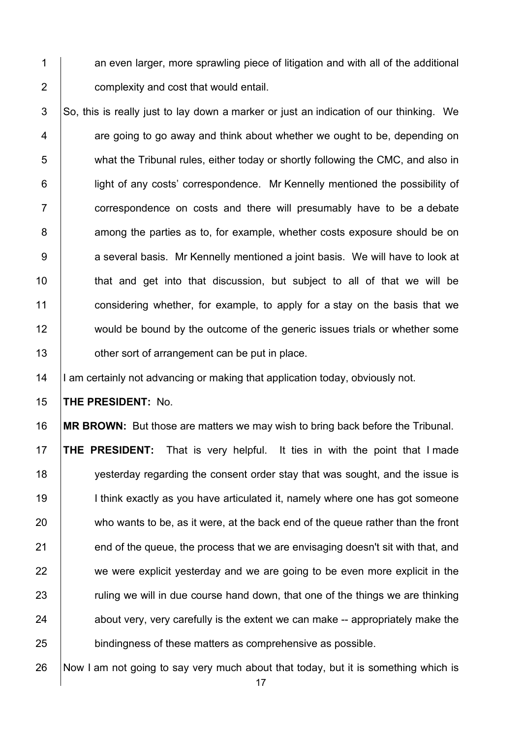an even larger, more sprawling piece of litigation and with all of the additional complexity and cost that would entail.

So, this is really just to lay down a marker or just an indication of our thinking. We are going to go away and think about whether we ought to be, depending on what the Tribunal rules, either today or shortly following the CMC, and also in light of any costs' correspondence. Mr Kennelly mentioned the possibility of correspondence on costs and there will presumably have to be a debate among the parties as to, for example, whether costs exposure should be on a several basis. Mr Kennelly mentioned a joint basis. We will have to look at that and get into that discussion, but subject to all of that we will be considering whether, for example, to apply for a stay on the basis that we would be bound by the outcome of the generic issues trials or whether some other sort of arrangement can be put in place.

I am certainly not advancing or making that application today, obviously not.

**THE PRESIDENT:** No.

**MR BROWN:** But those are matters we may wish to bring back before the Tribunal.

**THE PRESIDENT:** That is very helpful. It ties in with the point that I made yesterday regarding the consent order stay that was sought, and the issue is I think exactly as you have articulated it, namely where one has got someone who wants to be, as it were, at the back end of the queue rather than the front end of the queue, the process that we are envisaging doesn't sit with that, and we were explicit yesterday and we are going to be even more explicit in the ruling we will in due course hand down, that one of the things we are thinking about very, very carefully is the extent we can make -- appropriately make the bindingness of these matters as comprehensive as possible.

Now I am not going to say very much about that today, but it is something which is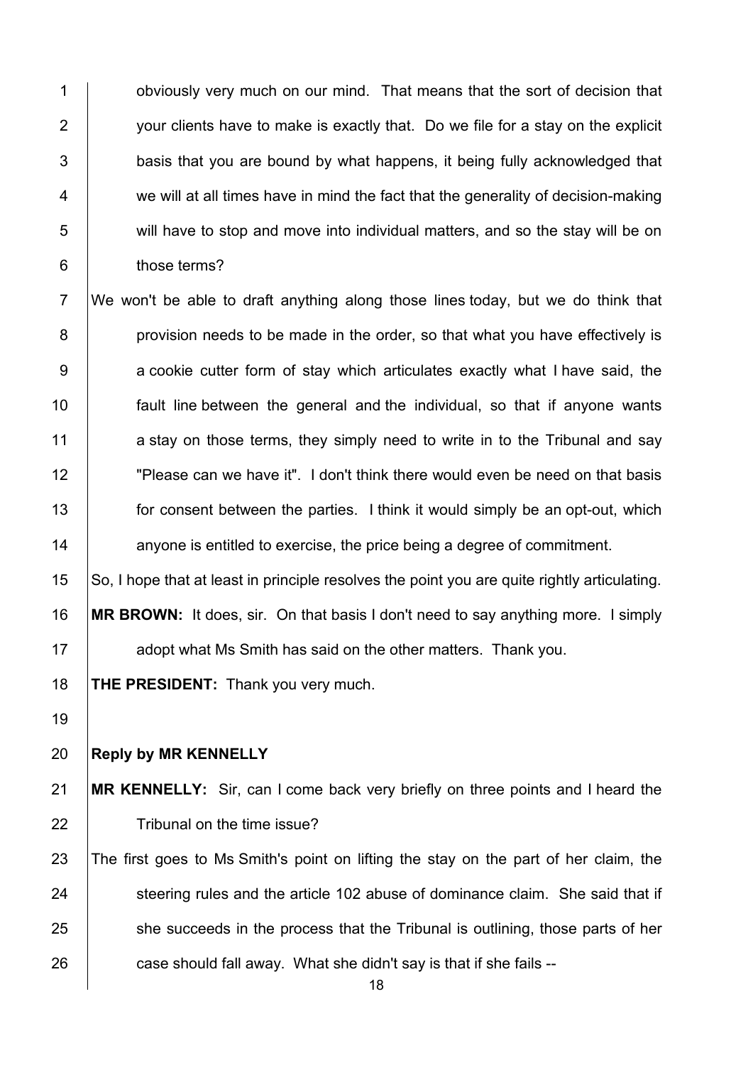obviously very much on our mind. That means that the sort of decision that your clients have to make is exactly that. Do we file for a stay on the explicit basis that you are bound by what happens, it being fully acknowledged that we will at all times have in mind the fact that the generality of decision-making will have to stop and move into individual matters, and so the stay will be on those terms?

We won't be able to draft anything along those lines today, but we do think that provision needs to be made in the order, so that what you have effectively is a cookie cutter form of stay which articulates exactly what I have said, the fault line between the general and the individual, so that if anyone wants a stay on those terms, they simply need to write in to the Tribunal and say "Please can we have it". I don't think there would even be need on that basis for consent between the parties. I think it would simply be an opt-out, which anyone is entitled to exercise, the price being a degree of commitment.

So, I hope that at least in principle resolves the point you are quite rightly articulating.

**MR BROWN:** It does, sir. On that basis I don't need to say anything more. I simply adopt what Ms Smith has said on the other matters. Thank you.

**THE PRESIDENT:** Thank you very much.

**Reply by MR KENNELLY**

**MR KENNELLY:** Sir, can I come back very briefly on three points and I heard the Tribunal on the time issue?

The first goes to Ms Smith's point on lifting the stay on the part of her claim, the steering rules and the article 102 abuse of dominance claim. She said that if she succeeds in the process that the Tribunal is outlining, those parts of her case should fall away. What she didn't say is that if she fails --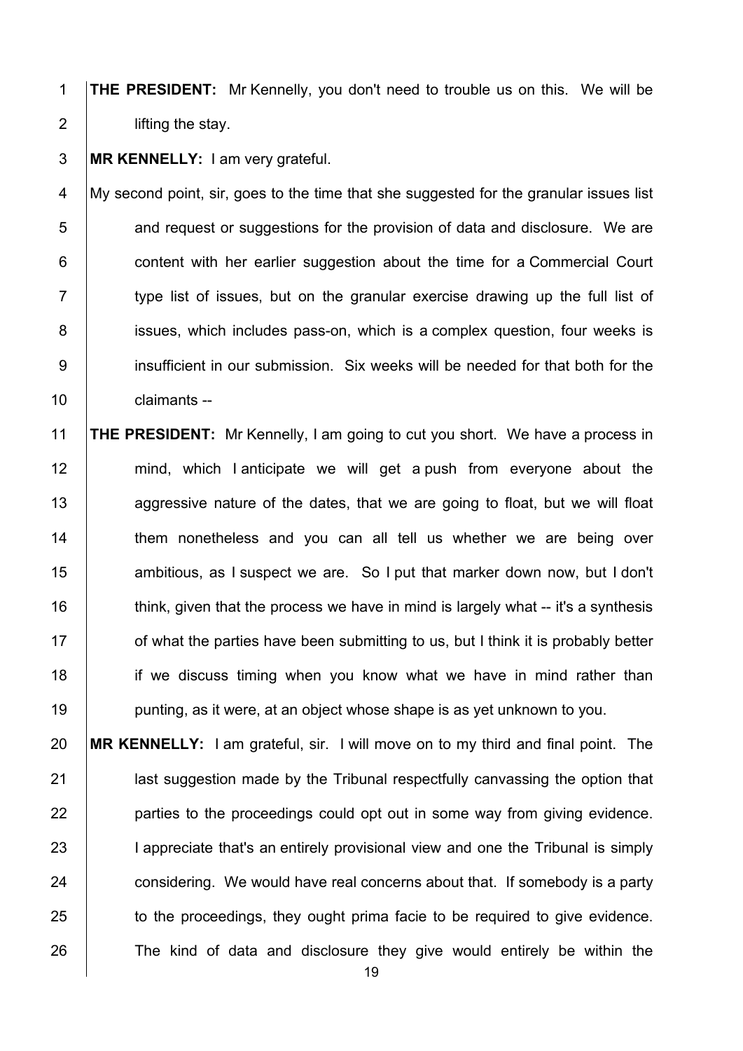**THE PRESIDENT:** Mr Kennelly, you don't need to trouble us on this. We will be lifting the stay.

**MR KENNELLY:** I am very grateful.

My second point, sir, goes to the time that she suggested for the granular issues list and request or suggestions for the provision of data and disclosure. We are content with her earlier suggestion about the time for a Commercial Court type list of issues, but on the granular exercise drawing up the full list of issues, which includes pass-on, which is a complex question, four weeks is insufficient in our submission. Six weeks will be needed for that both for the claimants --

**THE PRESIDENT:** Mr Kennelly, I am going to cut you short. We have a process in mind, which I anticipate we will get a push from everyone about the aggressive nature of the dates, that we are going to float, but we will float them nonetheless and you can all tell us whether we are being over ambitious, as I suspect we are. So I put that marker down now, but I don't think, given that the process we have in mind is largely what -- it's a synthesis of what the parties have been submitting to us, but I think it is probably better if we discuss timing when you know what we have in mind rather than punting, as it were, at an object whose shape is as yet unknown to you.

**MR KENNELLY:** I am grateful, sir. I will move on to my third and final point. The last suggestion made by the Tribunal respectfully canvassing the option that parties to the proceedings could opt out in some way from giving evidence. I appreciate that's an entirely provisional view and one the Tribunal is simply considering. We would have real concerns about that. If somebody is a party to the proceedings, they ought prima facie to be required to give evidence. The kind of data and disclosure they give would entirely be within the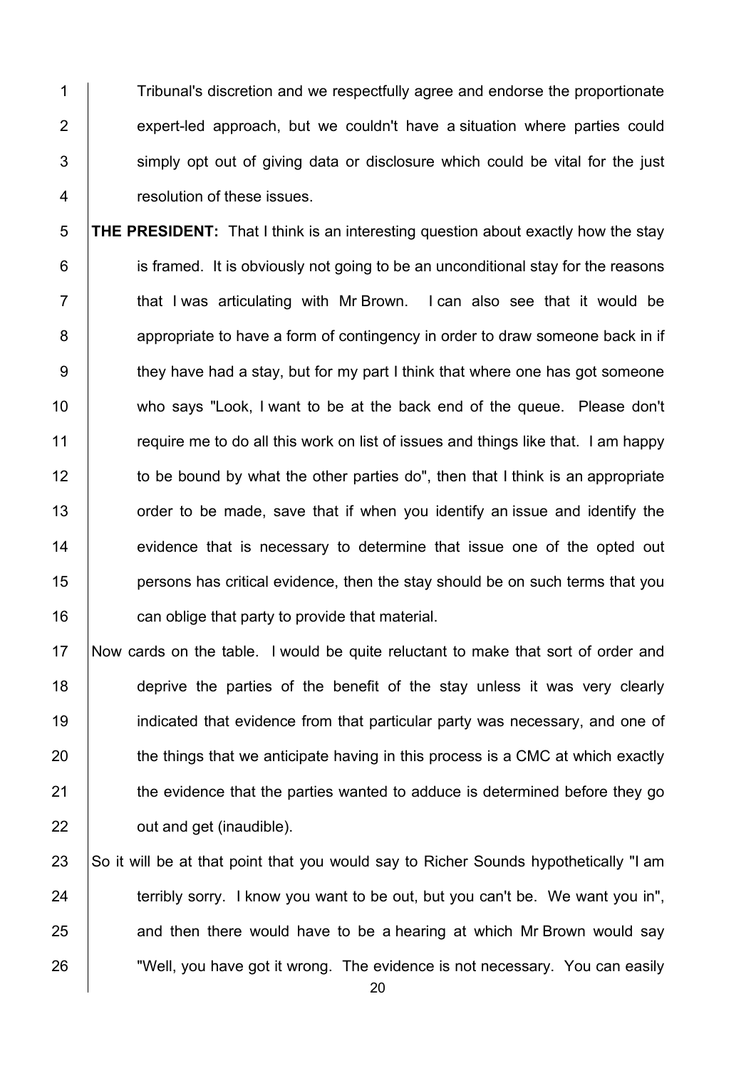Tribunal's discretion and we respectfully agree and endorse the proportionate expert-led approach, but we couldn't have a situation where parties could simply opt out of giving data or disclosure which could be vital for the just resolution of these issues.

**THE PRESIDENT:** That I think is an interesting question about exactly how the stay is framed. It is obviously not going to be an unconditional stay for the reasons that I was articulating with Mr Brown. I can also see that it would be appropriate to have a form of contingency in order to draw someone back in if they have had a stay, but for my part I think that where one has got someone who says "Look, I want to be at the back end of the queue. Please don't require me to do all this work on list of issues and things like that. I am happy to be bound by what the other parties do", then that I think is an appropriate order to be made, save that if when you identify an issue and identify the evidence that is necessary to determine that issue one of the opted out persons has critical evidence, then the stay should be on such terms that you can oblige that party to provide that material.

Now cards on the table. I would be quite reluctant to make that sort of order and deprive the parties of the benefit of the stay unless it was very clearly indicated that evidence from that particular party was necessary, and one of the things that we anticipate having in this process is a CMC at which exactly the evidence that the parties wanted to adduce is determined before they go out and get (inaudible).

So it will be at that point that you would say to Richer Sounds hypothetically "I am terribly sorry. I know you want to be out, but you can't be. We want you in", and then there would have to be a hearing at which Mr Brown would say "Well, you have got it wrong. The evidence is not necessary. You can easily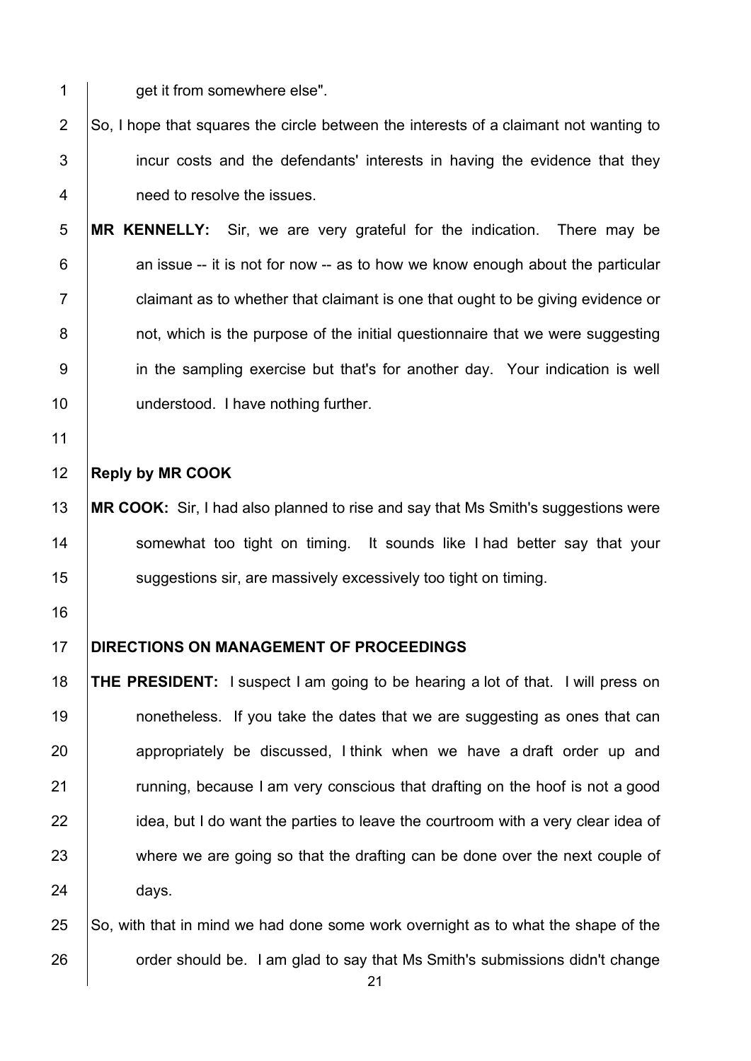get it from somewhere else".

So, I hope that squares the circle between the interests of a claimant not wanting to incur costs and the defendants' interests in having the evidence that they need to resolve the issues.

**MR KENNELLY:** Sir, we are very grateful for the indication. There may be an issue -- it is not for now -- as to how we know enough about the particular claimant as to whether that claimant is one that ought to be giving evidence or not, which is the purpose of the initial questionnaire that we were suggesting in the sampling exercise but that's for another day. Your indication is well understood. I have nothing further.

**Reply by MR COOK**

**MR COOK:** Sir, I had also planned to rise and say that Ms Smith's suggestions were somewhat too tight on timing. It sounds like I had better say that your suggestions sir, are massively excessively too tight on timing.

**DIRECTIONS ON MANAGEMENT OF PROCEEDINGS**

**THE PRESIDENT:** I suspect I am going to be hearing a lot of that. I will press on nonetheless. If you take the dates that we are suggesting as ones that can appropriately be discussed, I think when we have a draft order up and running, because I am very conscious that drafting on the hoof is not a good idea, but I do want the parties to leave the courtroom with a very clear idea of where we are going so that the drafting can be done over the next couple of days.

So, with that in mind we had done some work overnight as to what the shape of the order should be. I am glad to say that Ms Smith's submissions didn't change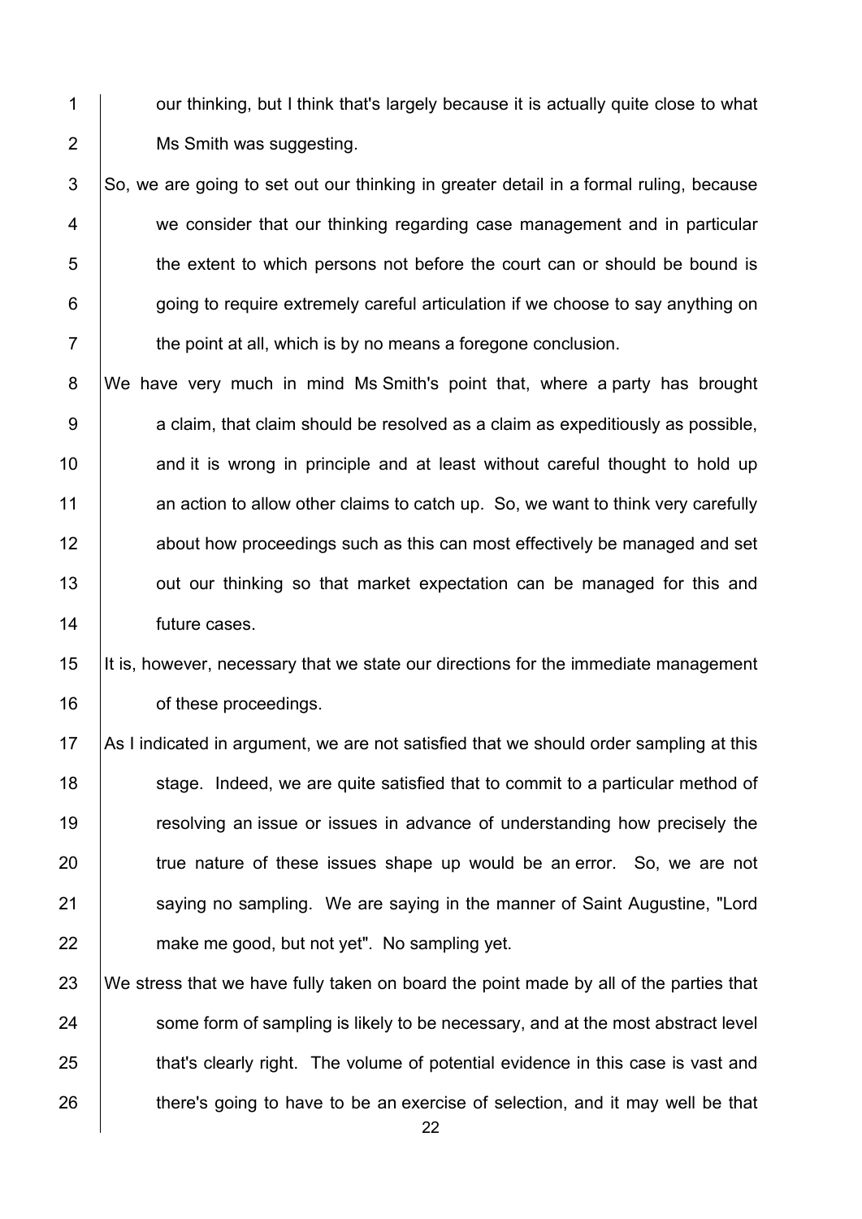our thinking, but I think that's largely because it is actually quite close to what Ms Smith was suggesting.

So, we are going to set out our thinking in greater detail in a formal ruling, because we consider that our thinking regarding case management and in particular the extent to which persons not before the court can or should be bound is going to require extremely careful articulation if we choose to say anything on the point at all, which is by no means a foregone conclusion.

We have very much in mind Ms Smith's point that, where a party has brought a claim, that claim should be resolved as a claim as expeditiously as possible, and it is wrong in principle and at least without careful thought to hold up an action to allow other claims to catch up. So, we want to think very carefully about how proceedings such as this can most effectively be managed and set out our thinking so that market expectation can be managed for this and future cases.

It is, however, necessary that we state our directions for the immediate management of these proceedings.

As I indicated in argument, we are not satisfied that we should order sampling at this stage. Indeed, we are quite satisfied that to commit to a particular method of resolving an issue or issues in advance of understanding how precisely the true nature of these issues shape up would be an error. So, we are not saying no sampling. We are saying in the manner of Saint Augustine, "Lord make me good, but not yet". No sampling yet.

We stress that we have fully taken on board the point made by all of the parties that some form of sampling is likely to be necessary, and at the most abstract level that's clearly right. The volume of potential evidence in this case is vast and there's going to have to be an exercise of selection, and it may well be that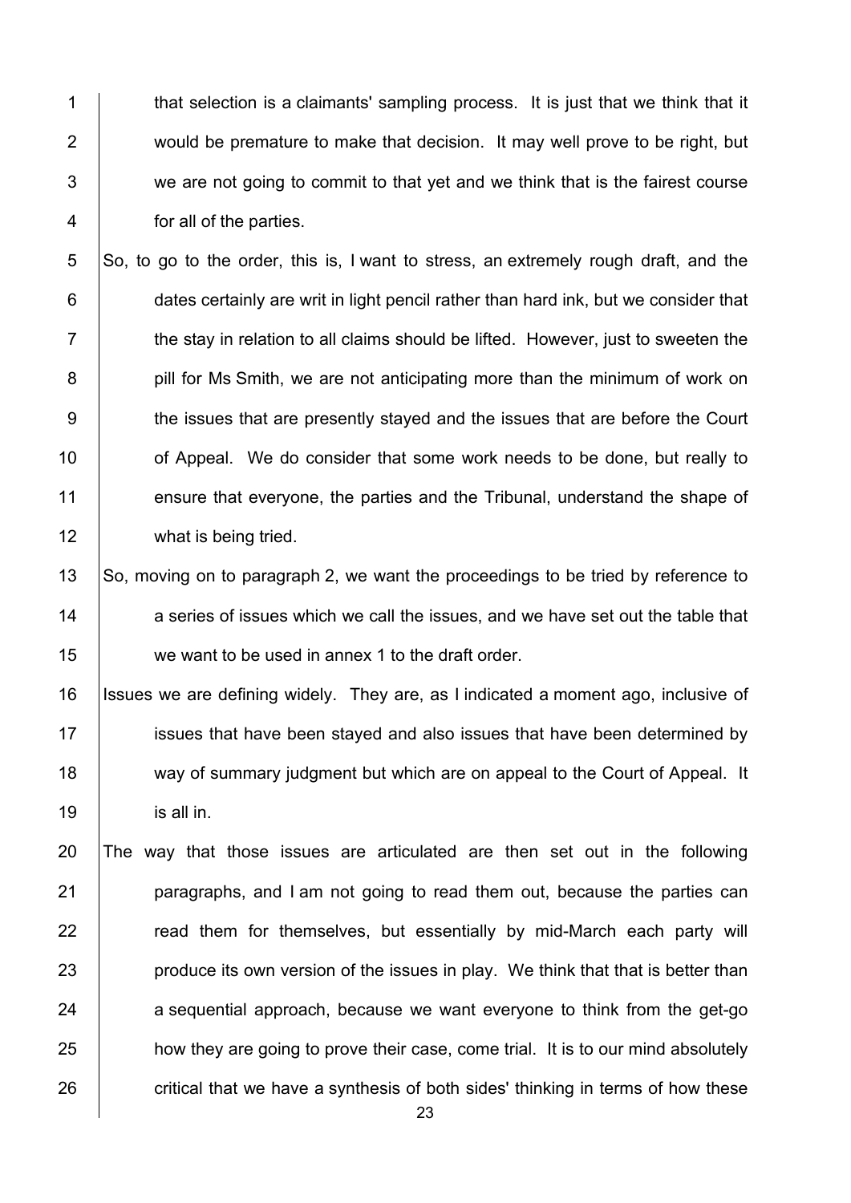that selection is a claimants' sampling process. It is just that we think that it would be premature to make that decision. It may well prove to be right, but we are not going to commit to that yet and we think that is the fairest course for all of the parties.

So, to go to the order, this is, I want to stress, an extremely rough draft, and the dates certainly are writ in light pencil rather than hard ink, but we consider that the stay in relation to all claims should be lifted. However, just to sweeten the pill for Ms Smith, we are not anticipating more than the minimum of work on the issues that are presently stayed and the issues that are before the Court of Appeal. We do consider that some work needs to be done, but really to ensure that everyone, the parties and the Tribunal, understand the shape of what is being tried.

So, moving on to paragraph 2, we want the proceedings to be tried by reference to a series of issues which we call the issues, and we have set out the table that we want to be used in annex 1 to the draft order.

Issues we are defining widely. They are, as I indicated a moment ago, inclusive of issues that have been stayed and also issues that have been determined by way of summary judgment but which are on appeal to the Court of Appeal. It is all in.

The way that those issues are articulated are then set out in the following paragraphs, and I am not going to read them out, because the parties can read them for themselves, but essentially by mid-March each party will produce its own version of the issues in play. We think that that is better than a sequential approach, because we want everyone to think from the get-go how they are going to prove their case, come trial. It is to our mind absolutely critical that we have a synthesis of both sides' thinking in terms of how these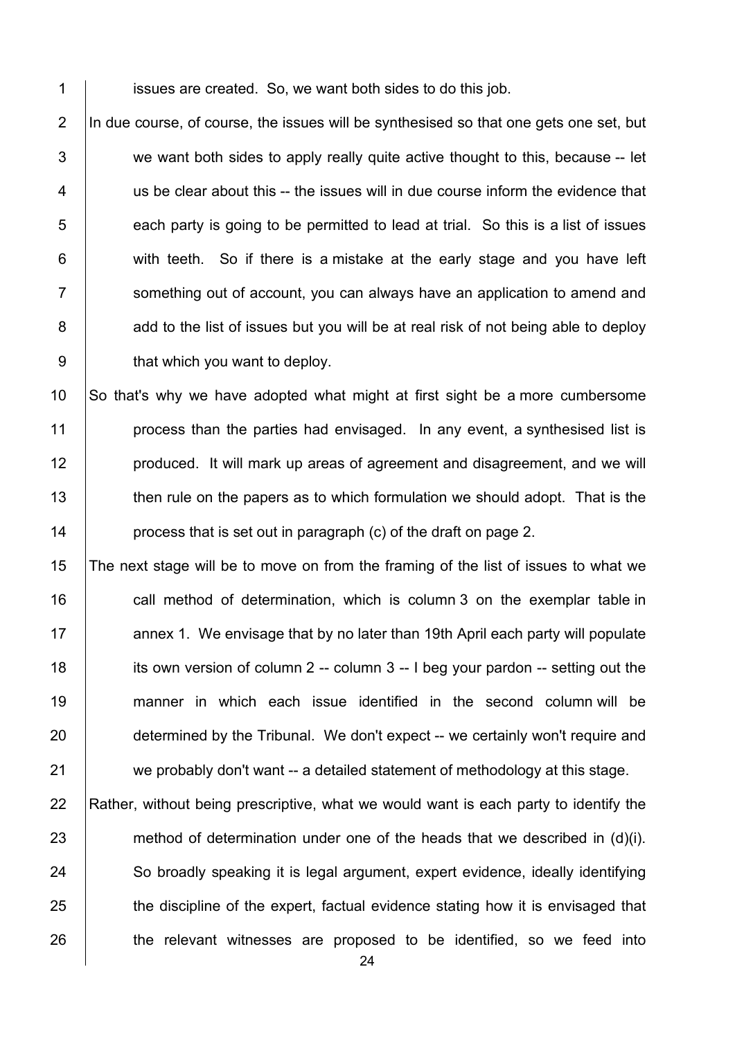issues are created. So, we want both sides to do this job.

In due course, of course, the issues will be synthesised so that one gets one set, but we want both sides to apply really quite active thought to this, because -- let us be clear about this -- the issues will in due course inform the evidence that each party is going to be permitted to lead at trial. So this is a list of issues with teeth. So if there is a mistake at the early stage and you have left something out of account, you can always have an application to amend and add to the list of issues but you will be at real risk of not being able to deploy that which you want to deploy.

So that's why we have adopted what might at first sight be a more cumbersome process than the parties had envisaged. In any event, a synthesised list is produced. It will mark up areas of agreement and disagreement, and we will then rule on the papers as to which formulation we should adopt. That is the process that is set out in paragraph (c) of the draft on page 2.

The next stage will be to move on from the framing of the list of issues to what we call method of determination, which is column 3 on the exemplar table in annex 1. We envisage that by no later than 19th April each party will populate its own version of column 2 -- column 3 -- I beg your pardon -- setting out the manner in which each issue identified in the second column will be determined by the Tribunal. We don't expect -- we certainly won't require and we probably don't want -- a detailed statement of methodology at this stage.

Rather, without being prescriptive, what we would want is each party to identify the method of determination under one of the heads that we described in (d)(i). So broadly speaking it is legal argument, expert evidence, ideally identifying the discipline of the expert, factual evidence stating how it is envisaged that the relevant witnesses are proposed to be identified, so we feed into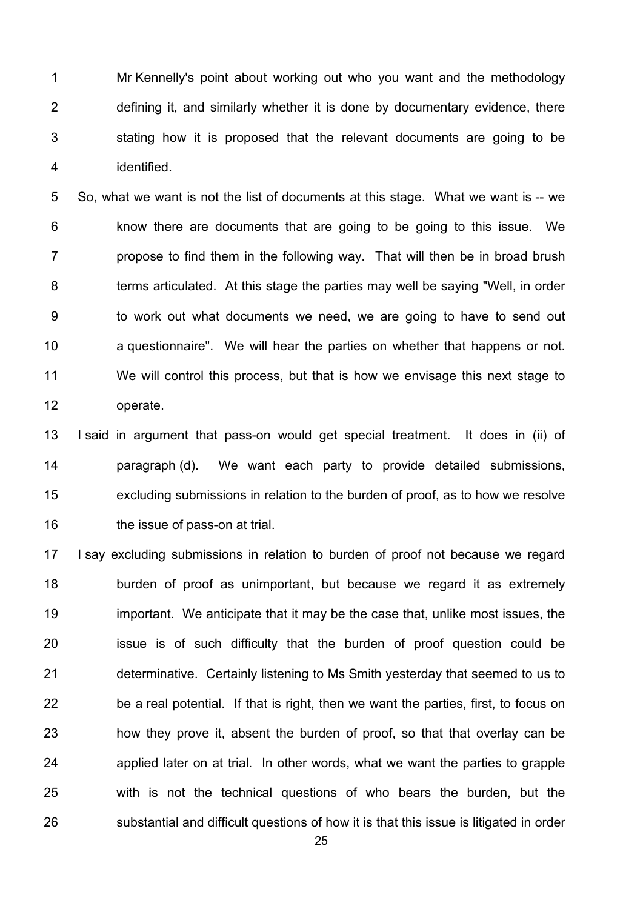Mr Kennelly's point about working out who you want and the methodology defining it, and similarly whether it is done by documentary evidence, there stating how it is proposed that the relevant documents are going to be identified.

So, what we want is not the list of documents at this stage. What we want is -- we know there are documents that are going to be going to this issue. We propose to find them in the following way. That will then be in broad brush terms articulated. At this stage the parties may well be saying "Well, in order to work out what documents we need, we are going to have to send out a questionnaire". We will hear the parties on whether that happens or not. We will control this process, but that is how we envisage this next stage to operate.

I said in argument that pass-on would get special treatment. It does in (ii) of paragraph (d). We want each party to provide detailed submissions, excluding submissions in relation to the burden of proof, as to how we resolve the issue of pass-on at trial.

I say excluding submissions in relation to burden of proof not because we regard burden of proof as unimportant, but because we regard it as extremely important. We anticipate that it may be the case that, unlike most issues, the issue is of such difficulty that the burden of proof question could be determinative. Certainly listening to Ms Smith yesterday that seemed to us to be a real potential. If that is right, then we want the parties, first, to focus on how they prove it, absent the burden of proof, so that that overlay can be applied later on at trial. In other words, what we want the parties to grapple with is not the technical questions of who bears the burden, but the substantial and difficult questions of how it is that this issue is litigated in order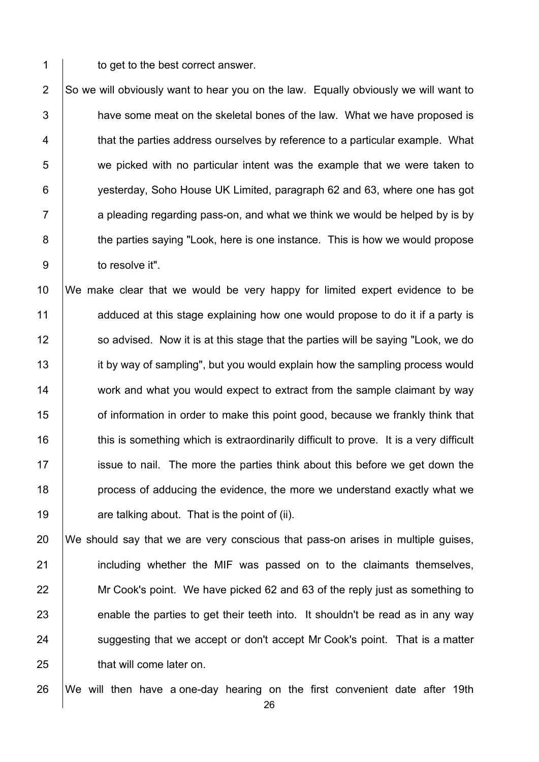to get to the best correct answer.

So we will obviously want to hear you on the law. Equally obviously we will want to have some meat on the skeletal bones of the law. What we have proposed is that the parties address ourselves by reference to a particular example. What we picked with no particular intent was the example that we were taken to yesterday, Soho House UK Limited, paragraph 62 and 63, where one has got a pleading regarding pass-on, and what we think we would be helped by is by the parties saying "Look, here is one instance. This is how we would propose to resolve it".

We make clear that we would be very happy for limited expert evidence to be adduced at this stage explaining how one would propose to do it if a party is so advised. Now it is at this stage that the parties will be saying "Look, we do it by way of sampling", but you would explain how the sampling process would work and what you would expect to extract from the sample claimant by way of information in order to make this point good, because we frankly think that this is something which is extraordinarily difficult to prove. It is a very difficult issue to nail. The more the parties think about this before we get down the process of adducing the evidence, the more we understand exactly what we are talking about. That is the point of (ii).

We should say that we are very conscious that pass-on arises in multiple guises, including whether the MIF was passed on to the claimants themselves, Mr Cook's point. We have picked 62 and 63 of the reply just as something to enable the parties to get their teeth into. It shouldn't be read as in any way suggesting that we accept or don't accept Mr Cook's point. That is a matter that will come later on.

We will then have a one-day hearing on the first convenient date after 19th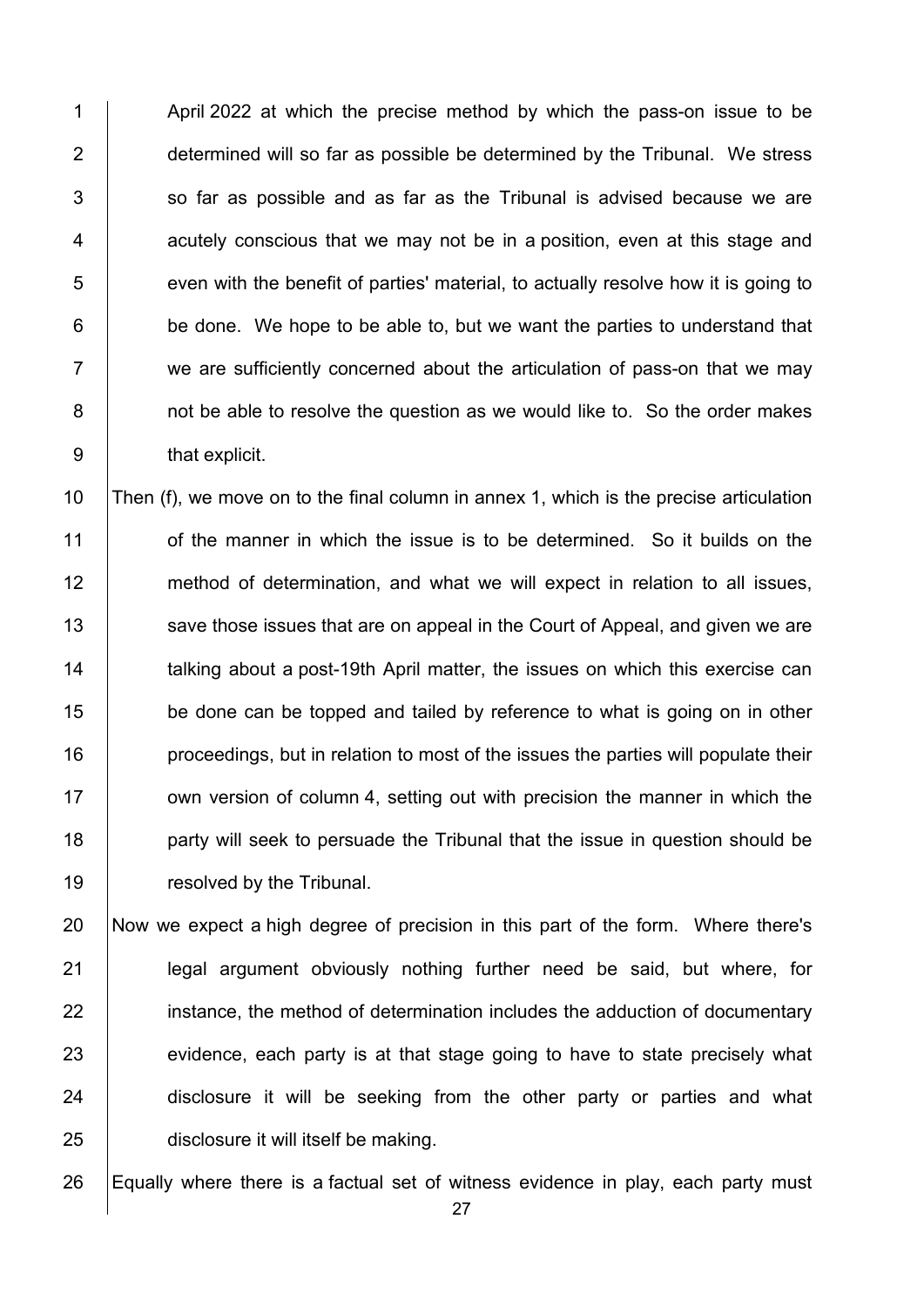April 2022 at which the precise method by which the pass-on issue to be determined will so far as possible be determined by the Tribunal. We stress so far as possible and as far as the Tribunal is advised because we are acutely conscious that we may not be in a position, even at this stage and even with the benefit of parties' material, to actually resolve how it is going to be done. We hope to be able to, but we want the parties to understand that we are sufficiently concerned about the articulation of pass-on that we may not be able to resolve the question as we would like to. So the order makes that explicit.

Then (f), we move on to the final column in annex 1, which is the precise articulation of the manner in which the issue is to be determined. So it builds on the method of determination, and what we will expect in relation to all issues, save those issues that are on appeal in the Court of Appeal, and given we are talking about a post-19th April matter, the issues on which this exercise can be done can be topped and tailed by reference to what is going on in other proceedings, but in relation to most of the issues the parties will populate their own version of column 4, setting out with precision the manner in which the party will seek to persuade the Tribunal that the issue in question should be resolved by the Tribunal.

Now we expect a high degree of precision in this part of the form. Where there's legal argument obviously nothing further need be said, but where, for instance, the method of determination includes the adduction of documentary evidence, each party is at that stage going to have to state precisely what disclosure it will be seeking from the other party or parties and what disclosure it will itself be making.

Equally where there is a factual set of witness evidence in play, each party must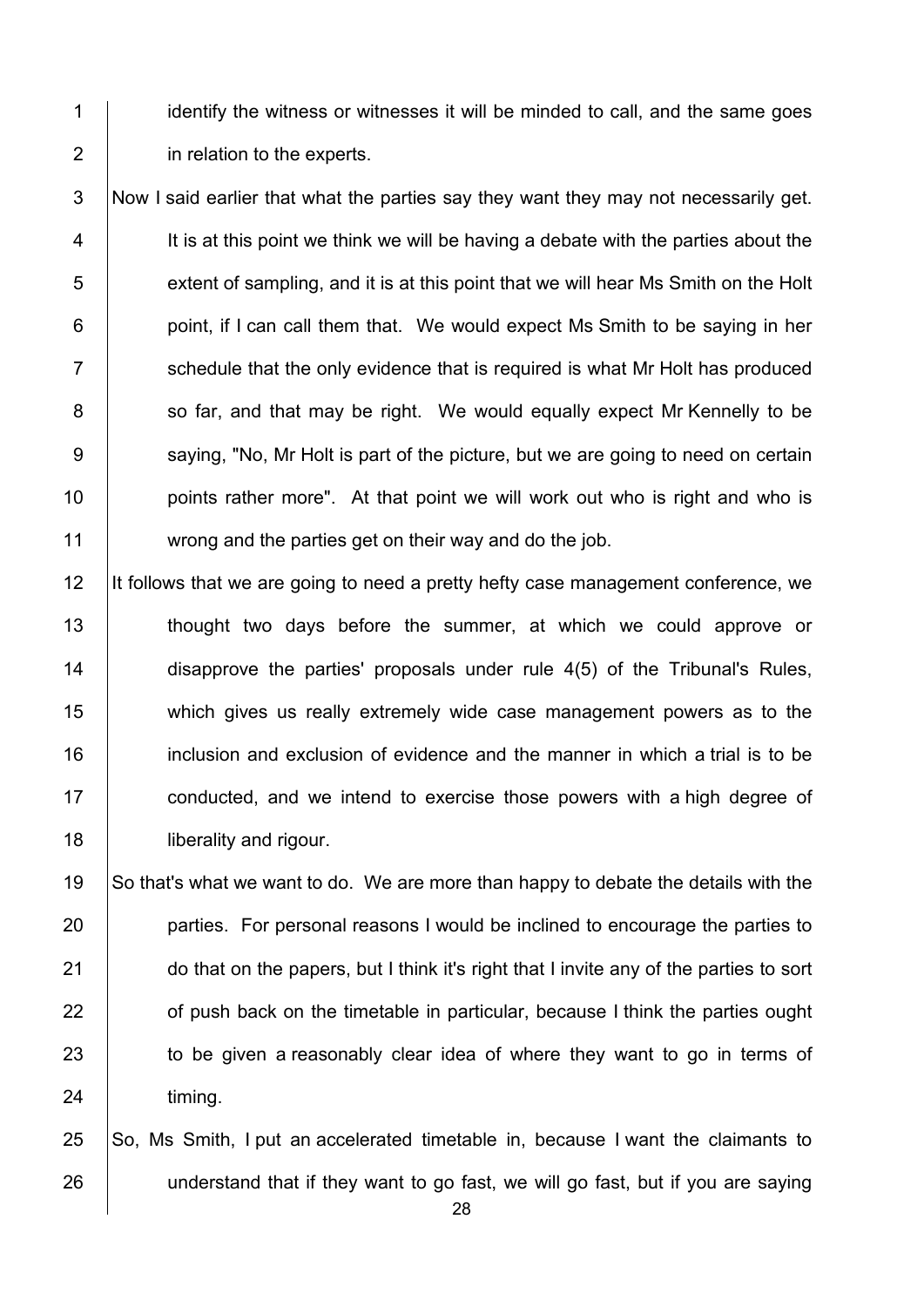identify the witness or witnesses it will be minded to call, and the same goes in relation to the experts.

Now I said earlier that what the parties say they want they may not necessarily get. It is at this point we think we will be having a debate with the parties about the extent of sampling, and it is at this point that we will hear Ms Smith on the Holt point, if I can call them that. We would expect Ms Smith to be saying in her schedule that the only evidence that is required is what Mr Holt has produced so far, and that may be right. We would equally expect Mr Kennelly to be saying, "No, Mr Holt is part of the picture, but we are going to need on certain points rather more". At that point we will work out who is right and who is wrong and the parties get on their way and do the job.

It follows that we are going to need a pretty hefty case management conference, we thought two days before the summer, at which we could approve or disapprove the parties' proposals under rule 4(5) of the Tribunal's Rules, which gives us really extremely wide case management powers as to the inclusion and exclusion of evidence and the manner in which a trial is to be conducted, and we intend to exercise those powers with a high degree of liberality and rigour.

So that's what we want to do. We are more than happy to debate the details with the parties. For personal reasons I would be inclined to encourage the parties to do that on the papers, but I think it's right that I invite any of the parties to sort of push back on the timetable in particular, because I think the parties ought to be given a reasonably clear idea of where they want to go in terms of timing.

So, Ms Smith, I put an accelerated timetable in, because I want the claimants to understand that if they want to go fast, we will go fast, but if you are saying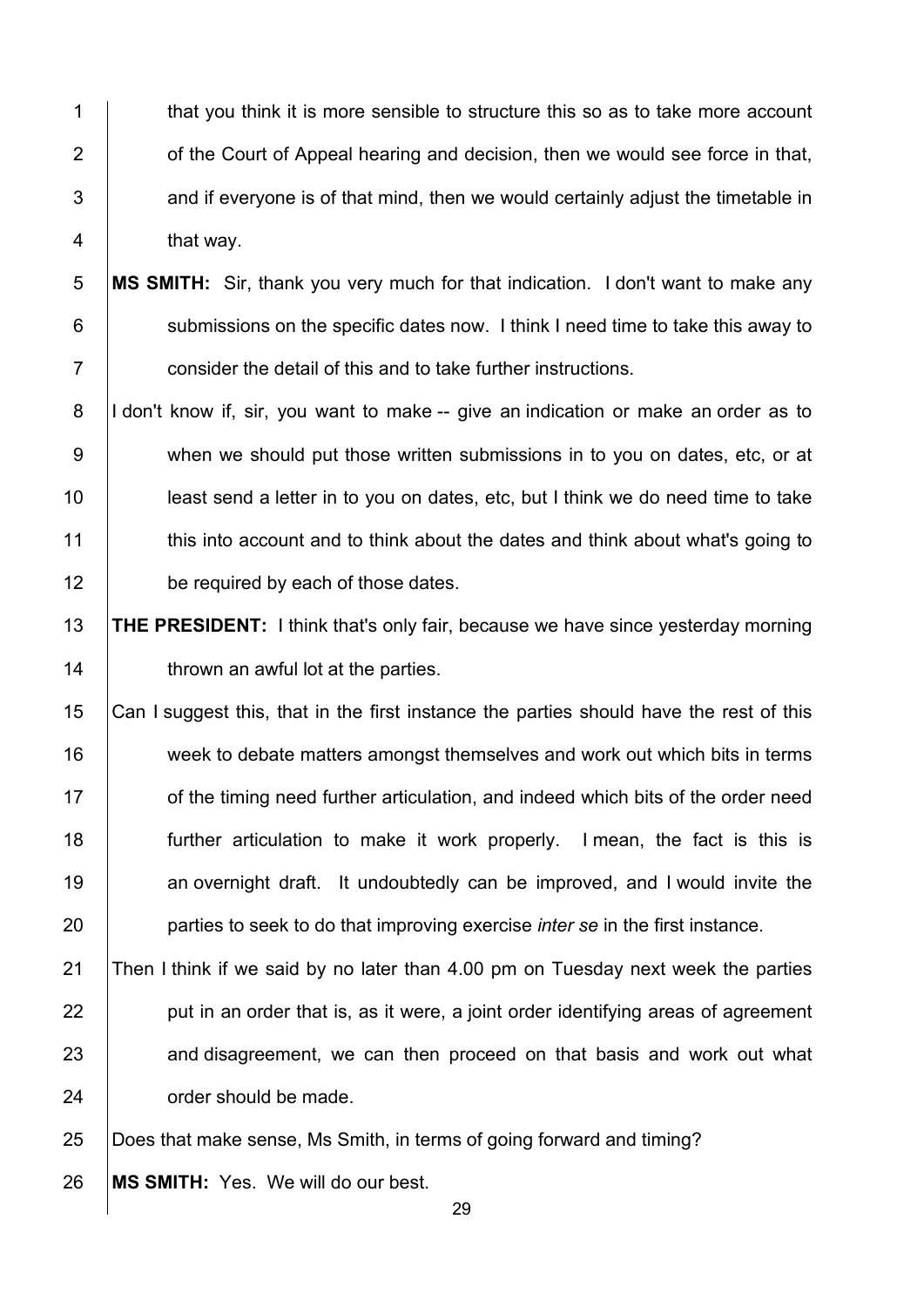that you think it is more sensible to structure this so as to take more account of the Court of Appeal hearing and decision, then we would see force in that, and if everyone is of that mind, then we would certainly adjust the timetable in that way.

**MS SMITH:** Sir, thank you very much for that indication. I don't want to make any submissions on the specific dates now. I think I need time to take this away to consider the detail of this and to take further instructions.

I don't know if, sir, you want to make -- give an indication or make an order as to when we should put those written submissions in to you on dates, etc, or at least send a letter in to you on dates, etc, but I think we do need time to take this into account and to think about the dates and think about what's going to be required by each of those dates.

**THE PRESIDENT:** I think that's only fair, because we have since yesterday morning thrown an awful lot at the parties.

Can I suggest this, that in the first instance the parties should have the rest of this week to debate matters amongst themselves and work out which bits in terms of the timing need further articulation, and indeed which bits of the order need further articulation to make it work properly. I mean, the fact is this is an overnight draft. It undoubtedly can be improved, and I would invite the parties to seek to do that improving exercise *inter se* in the first instance.

Then I think if we said by no later than 4.00 pm on Tuesday next week the parties put in an order that is, as it were, a joint order identifying areas of agreement and disagreement, we can then proceed on that basis and work out what order should be made.

Does that make sense, Ms Smith, in terms of going forward and timing?

**MS SMITH:** Yes. We will do our best.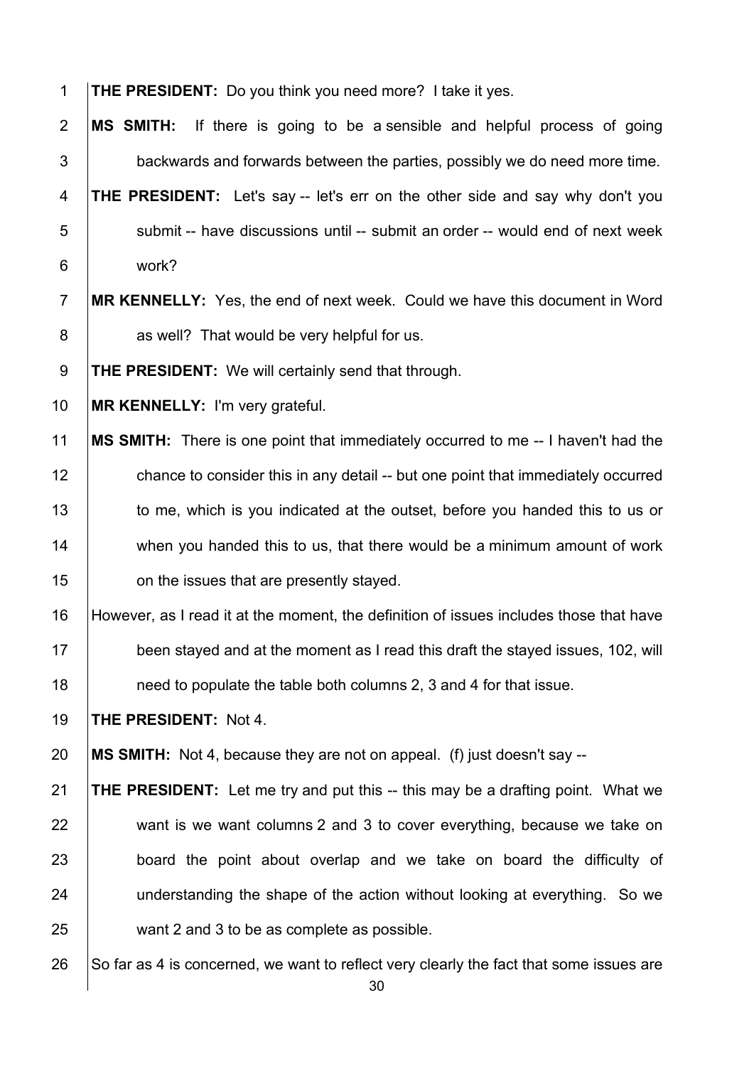**THE PRESIDENT:** Do you think you need more? I take it yes.

**MS SMITH:** If there is going to be a sensible and helpful process of going backwards and forwards between the parties, possibly we do need more time.

**THE PRESIDENT:** Let's say -- let's err on the other side and say why don't you submit -- have discussions until -- submit an order -- would end of next week work?

**MR KENNELLY:** Yes, the end of next week. Could we have this document in Word as well? That would be very helpful for us.

**THE PRESIDENT:** We will certainly send that through.

**MR KENNELLY:** I'm very grateful.

**MS SMITH:** There is one point that immediately occurred to me -- I haven't had the chance to consider this in any detail -- but one point that immediately occurred to me, which is you indicated at the outset, before you handed this to us or when you handed this to us, that there would be a minimum amount of work on the issues that are presently stayed.

However, as I read it at the moment, the definition of issues includes those that have been stayed and at the moment as I read this draft the stayed issues, 102, will need to populate the table both columns 2, 3 and 4 for that issue.

**THE PRESIDENT:** Not 4.

**MS SMITH:** Not 4, because they are not on appeal. (f) just doesn't say --

**THE PRESIDENT:** Let me try and put this -- this may be a drafting point. What we want is we want columns 2 and 3 to cover everything, because we take on board the point about overlap and we take on board the difficulty of understanding the shape of the action without looking at everything. So we want 2 and 3 to be as complete as possible.

So far as 4 is concerned, we want to reflect very clearly the fact that some issues are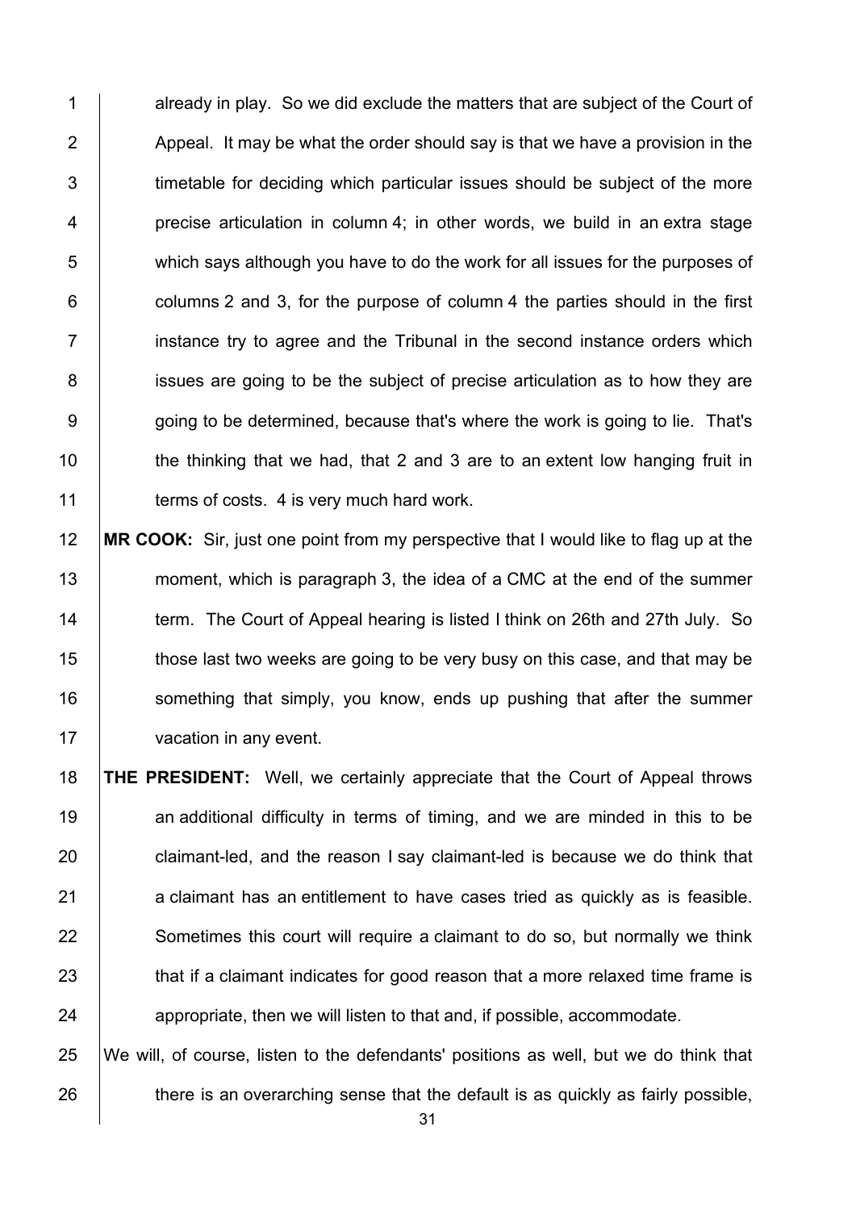already in play. So we did exclude the matters that are subject of the Court of Appeal. It may be what the order should say is that we have a provision in the timetable for deciding which particular issues should be subject of the more precise articulation in column 4; in other words, we build in an extra stage which says although you have to do the work for all issues for the purposes of columns 2 and 3, for the purpose of column 4 the parties should in the first instance try to agree and the Tribunal in the second instance orders which issues are going to be the subject of precise articulation as to how they are going to be determined, because that's where the work is going to lie. That's the thinking that we had, that 2 and 3 are to an extent low hanging fruit in terms of costs. 4 is very much hard work.

**MR COOK:** Sir, just one point from my perspective that I would like to flag up at the moment, which is paragraph 3, the idea of a CMC at the end of the summer term. The Court of Appeal hearing is listed I think on 26th and 27th July. So those last two weeks are going to be very busy on this case, and that may be something that simply, you know, ends up pushing that after the summer vacation in any event.

**THE PRESIDENT:** Well, we certainly appreciate that the Court of Appeal throws an additional difficulty in terms of timing, and we are minded in this to be claimant-led, and the reason I say claimant-led is because we do think that a claimant has an entitlement to have cases tried as quickly as is feasible. Sometimes this court will require a claimant to do so, but normally we think that if a claimant indicates for good reason that a more relaxed time frame is appropriate, then we will listen to that and, if possible, accommodate.

We will, of course, listen to the defendants' positions as well, but we do think that there is an overarching sense that the default is as quickly as fairly possible,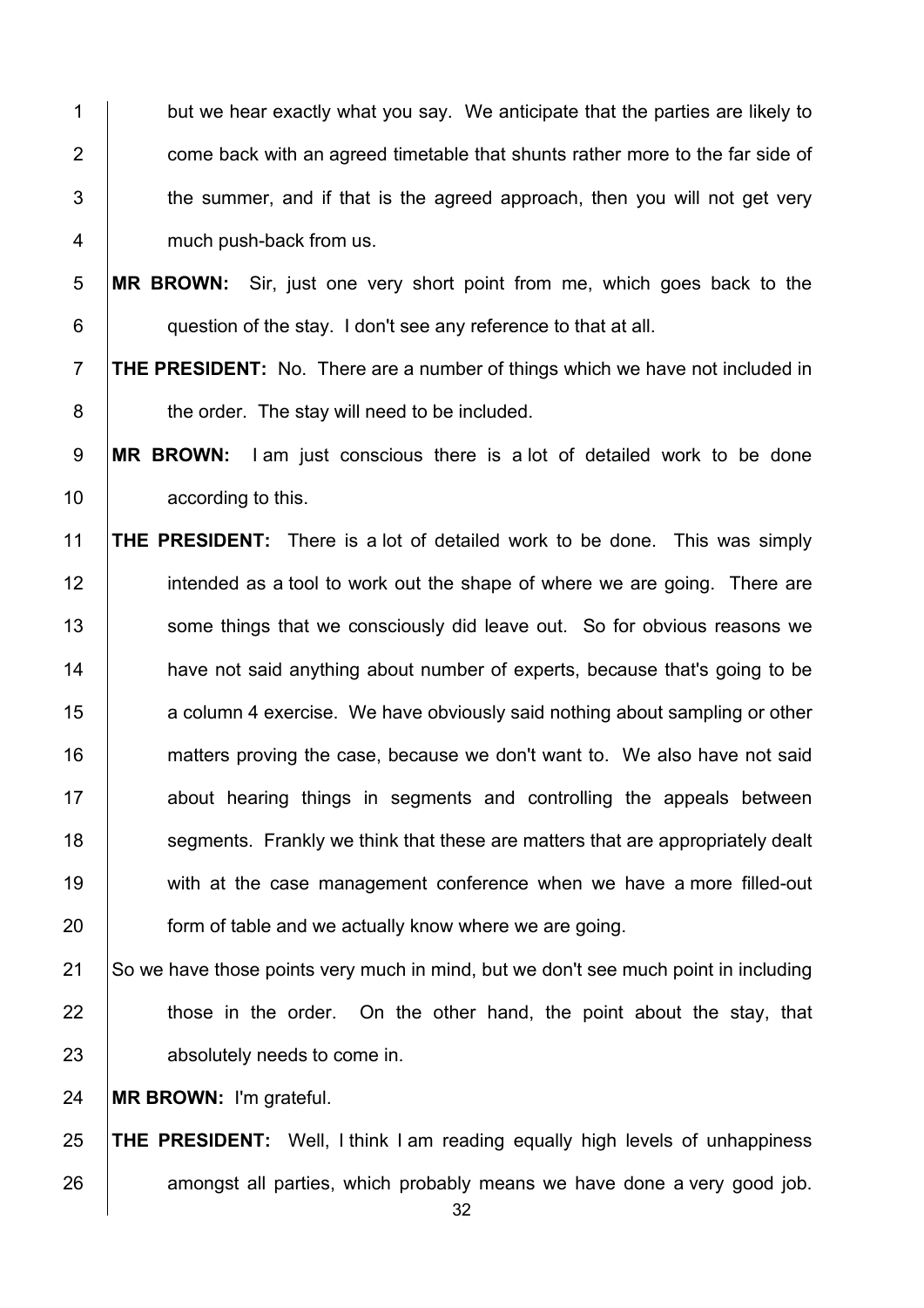but we hear exactly what you say. We anticipate that the parties are likely to come back with an agreed timetable that shunts rather more to the far side of the summer, and if that is the agreed approach, then you will not get very much push-back from us.

**MR BROWN:** Sir, just one very short point from me, which goes back to the question of the stay. I don't see any reference to that at all.

**THE PRESIDENT:** No. There are a number of things which we have not included in the order. The stay will need to be included.

**MR BROWN:** I am just conscious there is a lot of detailed work to be done according to this.

**THE PRESIDENT:** There is a lot of detailed work to be done. This was simply intended as a tool to work out the shape of where we are going. There are some things that we consciously did leave out. So for obvious reasons we have not said anything about number of experts, because that's going to be a column 4 exercise. We have obviously said nothing about sampling or other matters proving the case, because we don't want to. We also have not said about hearing things in segments and controlling the appeals between segments. Frankly we think that these are matters that are appropriately dealt with at the case management conference when we have a more filled-out form of table and we actually know where we are going.

So we have those points very much in mind, but we don't see much point in including those in the order. On the other hand, the point about the stay, that absolutely needs to come in.

**MR BROWN:** I'm grateful.

**THE PRESIDENT:** Well, I think I am reading equally high levels of unhappiness amongst all parties, which probably means we have done a very good job.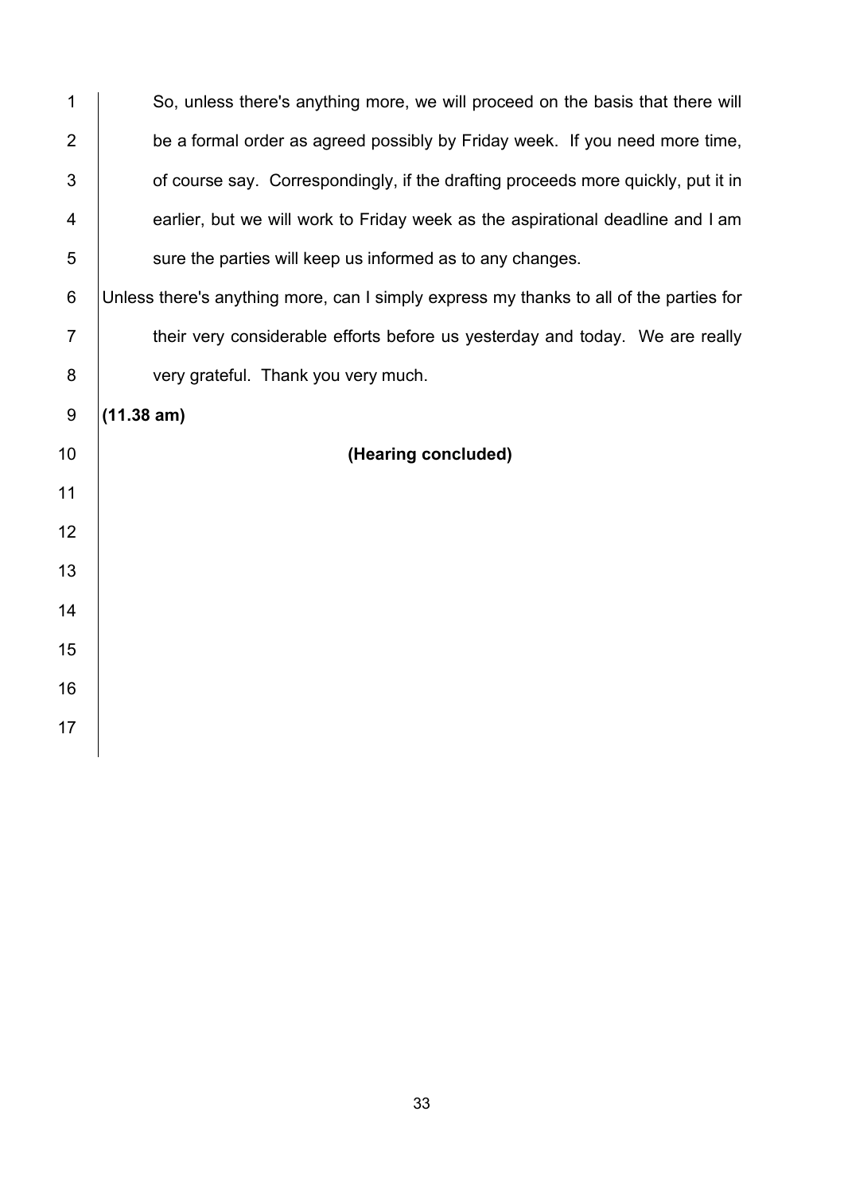So, unless there's anything more, we will proceed on the basis that there will be a formal order as agreed possibly by Friday week. If you need more time, of course say. Correspondingly, if the drafting proceeds more quickly, put it in earlier, but we will work to Friday week as the aspirational deadline and I am sure the parties will keep us informed as to any changes.

Unless there's anything more, can I simply express my thanks to all of the parties for their very considerable efforts before us yesterday and today. We are really very grateful. Thank you very much.

**(11.38 am)**

**(Hearing concluded)**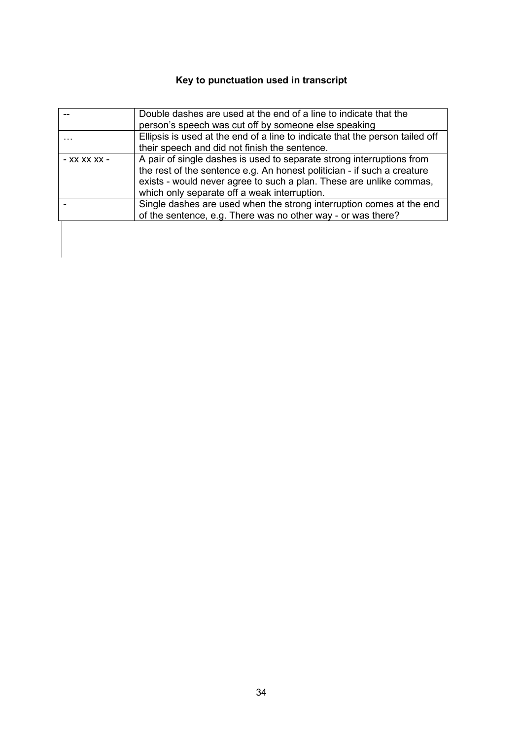**Key to punctuation used in transcript**

| | |
|---|---|
| -- | Double dashes are used at the end of a line to indicate that the person's speech was cut off by someone else speaking |
| … | Ellipsis is used at the end of a line to indicate that the person tailed off their speech and did not finish the sentence. |
| - xx xx xx - | A pair of single dashes is used to separate strong interruptions from the rest of the sentence e.g. An honest politician - if such a creature exists - would never agree to such a plan. These are unlike commas, which only separate off a weak interruption. |
| - | Single dashes are used when the strong interruption comes at the end of the sentence, e.g. There was no other way - or was there? |